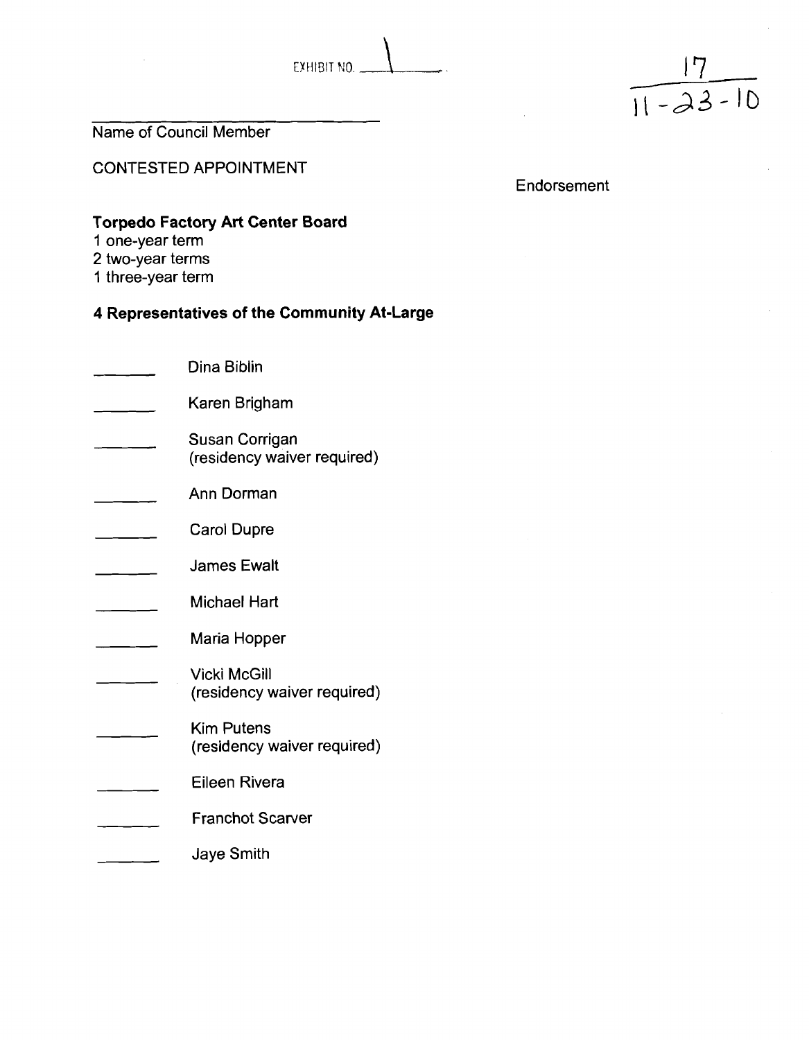EXHIBIT NO. 1

17
11-23-10

\_\_\_\_\_\_\_\_\_\_\_\_\_\_\_\_\_\_\_\_\_\_\_\_\_\_\_\_\_\_\_\_

Name of Council Member

CONTESTED APPOINTMENT

Endorsement

**Torpedo Factory Art Center Board**
1 one-year term
2 two-year terms
1 three-year term

**4 Representatives of the Community At-Large**

\_\_\_\_\_\_\_ Dina Biblin

\_\_\_\_\_\_\_ Karen Brigham

\_\_\_\_\_\_\_ Susan Corrigan
(residency waiver required)

\_\_\_\_\_\_\_ Ann Dorman

\_\_\_\_\_\_\_ Carol Dupre

\_\_\_\_\_\_\_ James Ewalt

\_\_\_\_\_\_\_ Michael Hart

\_\_\_\_\_\_\_ Maria Hopper

\_\_\_\_\_\_\_ Vicki McGill
(residency waiver required)

\_\_\_\_\_\_\_ Kim Putens
(residency waiver required)

\_\_\_\_\_\_\_ Eileen Rivera

\_\_\_\_\_\_\_ Franchot Scarver

\_\_\_\_\_\_\_ Jaye Smith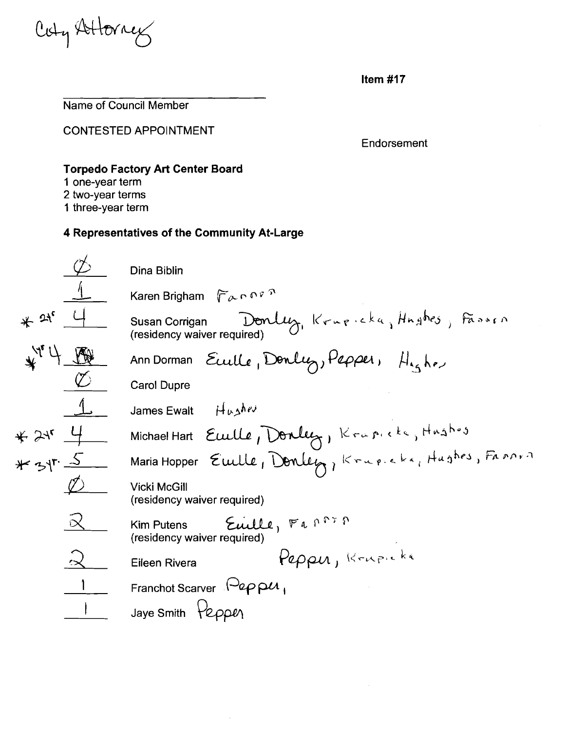City Attorney

**Item #17**

Name of Council Member

CONTESTED APPOINTMENT

Endorsement

**Torpedo Factory Art Center Board**
1 one-year term
2 two-year terms
1 three-year term

**4 Representatives of the Community At-Large**

| Votes | Name | Endorsement |
|---|---|---|
| Ø | Dina Biblin | |
| 1 | Karen Brigham | Fannon |
| * 2yr 4 | Susan Corrigan (residency waiver required) | Donley, Krupicka, Hughes, Fannon |
| * 1yr 4 | Ann Dorman | Euille, Donley, Pepper, Hughes |
| Ø | Carol Dupre | |
| 1 | James Ewalt | Hughes |
| * 2yr 4 | Michael Hart | Euille, Donley, Krupicka, Hughes |
| * 3yr 5 | Maria Hopper | Euille, Donley, Krupicka, Hughes, Fannon |
| Ø | Vicki McGill (residency waiver required) | |
| 2 | Kim Putens (residency waiver required) | Euille, Fannon |
| 2 | Eileen Rivera | Pepper, Krupicka |
| 1 | Franchot Scarver | Pepper, |
| 1 | Jaye Smith | Pepper |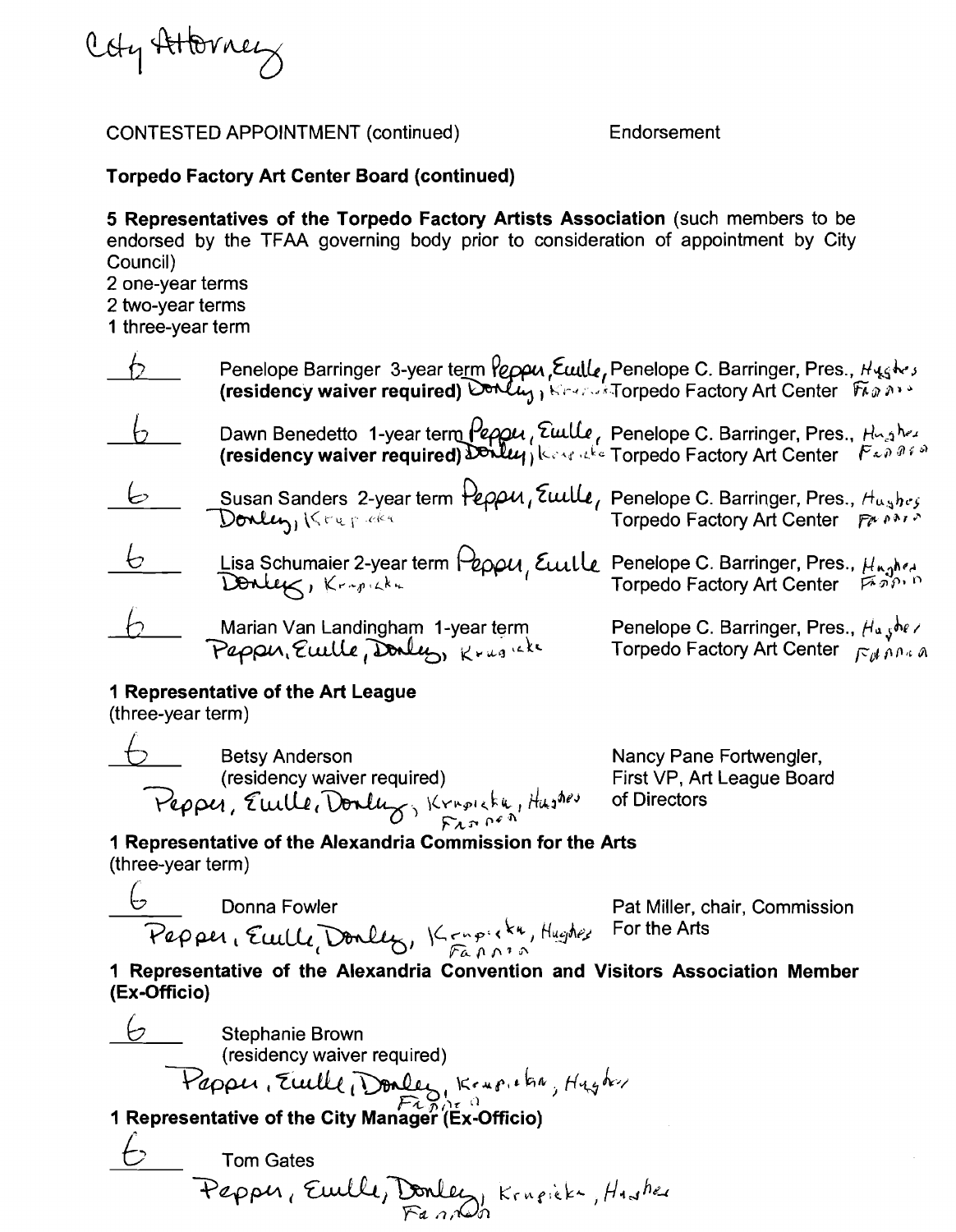City Attorney

CONTESTED APPOINTMENT (continued) Endorsement

**Torpedo Factory Art Center Board (continued)**

**5 Representatives of the Torpedo Factory Artists Association** (such members to be endorsed by the TFAA governing body prior to consideration of appointment by City Council)
2 one-year terms
2 two-year terms
1 three-year term

| Votes | Nominee | Endorsement |
|---|---|---|
| 6 | Penelope Barringer 3-year term **(residency waiver required)** Pepper, Euille, Donley, Krupicka | Penelope C. Barringer, Pres., Torpedo Factory Art Center Hughes, Fannon |
| 6 | Dawn Benedetto 1-year term **(residency waiver required)** Pepper, Euille, Donley, Krupicka | Penelope C. Barringer, Pres., Torpedo Factory Art Center Hughes, Fannon |
| 6 | Susan Sanders 2-year term Pepper, Euille, Donley, Krupicka | Penelope C. Barringer, Pres., Torpedo Factory Art Center Hughes, Fannon |
| 6 | Lisa Schumaier 2-year term Pepper, Euille, Donley, Krupicka | Penelope C. Barringer, Pres., Torpedo Factory Art Center Hughes, Fannon |
| 6 | Marian Van Landingham 1-year term Pepper, Euille, Donley, Krupicka | Penelope C. Barringer, Pres., Torpedo Factory Art Center Hughes, Fannon |

**1 Representative of the Art League**
(three-year term)

| Votes | Nominee | Endorsement |
|---|---|---|
| 6 | Betsy Anderson (residency waiver required) Pepper, Euille, Donley, Krupicka, Hughes, Fannon | Nancy Pane Fortwengler, First VP, Art League Board of Directors |

**1 Representative of the Alexandria Commission for the Arts**
(three-year term)

| Votes | Nominee | Endorsement |
|---|---|---|
| 6 | Donna Fowler Pepper, Euille, Donley, Krupicka, Hughes, Fannon | Pat Miller, chair, Commission For the Arts |

**1 Representative of the Alexandria Convention and Visitors Association Member (Ex-Officio)**

6 Stephanie Brown
(residency waiver required)
Pepper, Euille, Donley, Krupicka, Hughes, Fannon

**1 Representative of the City Manager (Ex-Officio)**

6 Tom Gates
Pepper, Euille, Donley, Krupicka, Hughes, Fannon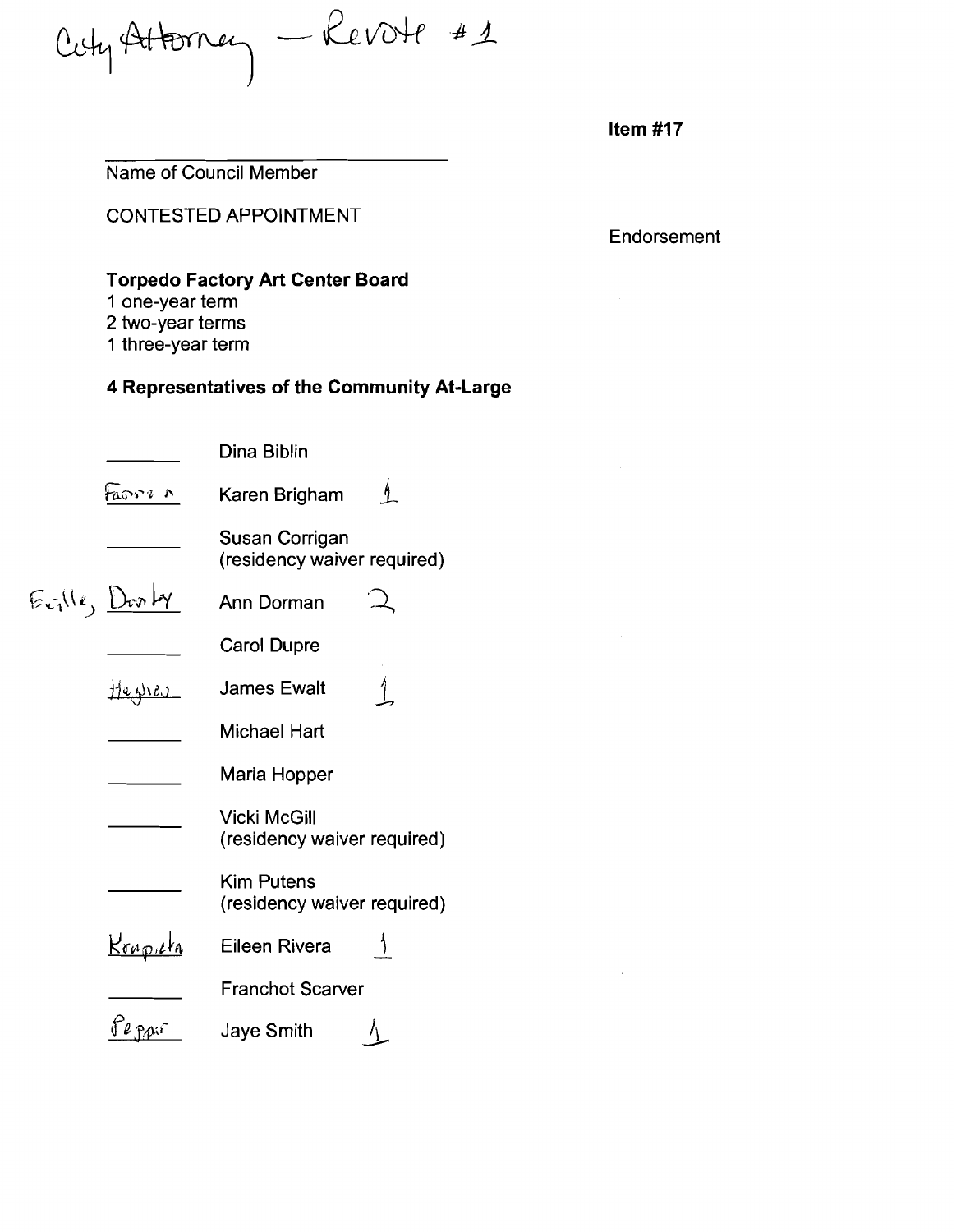City Attorney — Revote #1

**Item #17**

_______________________
Name of Council Member

CONTESTED APPOINTMENT

Endorsement

**Torpedo Factory Art Center Board**

1 one-year term
2 two-year terms
1 three-year term

**4 Representatives of the Community At-Large**

| Vote | Candidate | Count |
|---|---|---|
| _______ | Dina Biblin | |
| Fannon | Karen Brigham | 1 |
| _______ | Susan Corrigan (residency waiver required) | |
| Euille, Donley | Ann Dorman | 2 |
| _______ | Carol Dupre | |
| Hughes | James Ewalt | 1 |
| _______ | Michael Hart | |
| _______ | Maria Hopper | |
| _______ | Vicki McGill (residency waiver required) | |
| _______ | Kim Putens (residency waiver required) | |
| Krupicka | Eileen Rivera | 1 |
| _______ | Franchot Scarver | |
| Pepper | Jaye Smith | 1 |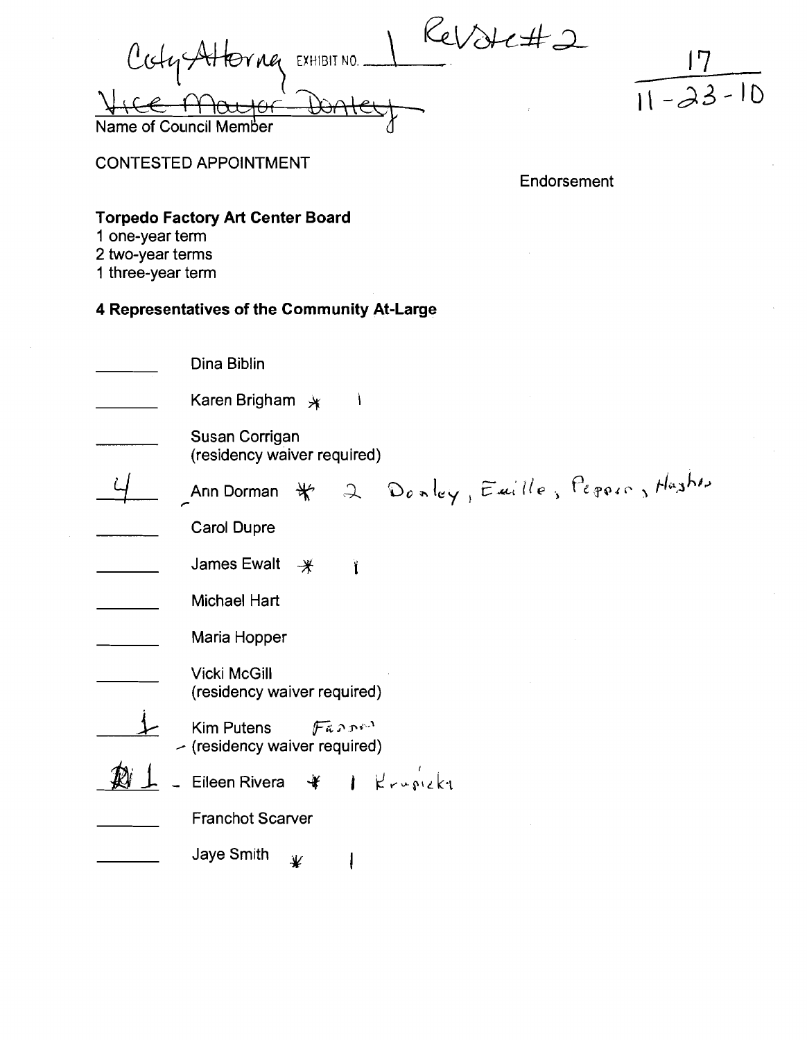City Attorney EXHIBIT NO. 1 ReVote #2

~~Vice Mayor Donley~~

Name of Council Member

17
11-23-10

CONTESTED APPOINTMENT

Endorsement

**Torpedo Factory Art Center Board**
1 one-year term
2 two-year terms
1 three-year term

## 4 Representatives of the Community At-Large

| | |
|---|---|
| ______ | Dina Biblin |
| ______ | Karen Brigham * 1 |
| ______ | Susan Corrigan (residency waiver required) |
| 4 | Ann Dorman * 2 Donley, Euille, Pepper, Hughes |
| ______ | Carol Dupre |
| ______ | James Ewalt * 1 |
| ______ | Michael Hart |
| ______ | Maria Hopper |
| ______ | Vicki McGill (residency waiver required) |
| 1 | Kim Putens Fannon (residency waiver required) |
| 1 | Eileen Rivera * 1 Krupicka |
| ______ | Franchot Scarver |
| ______ | Jaye Smith * 1 |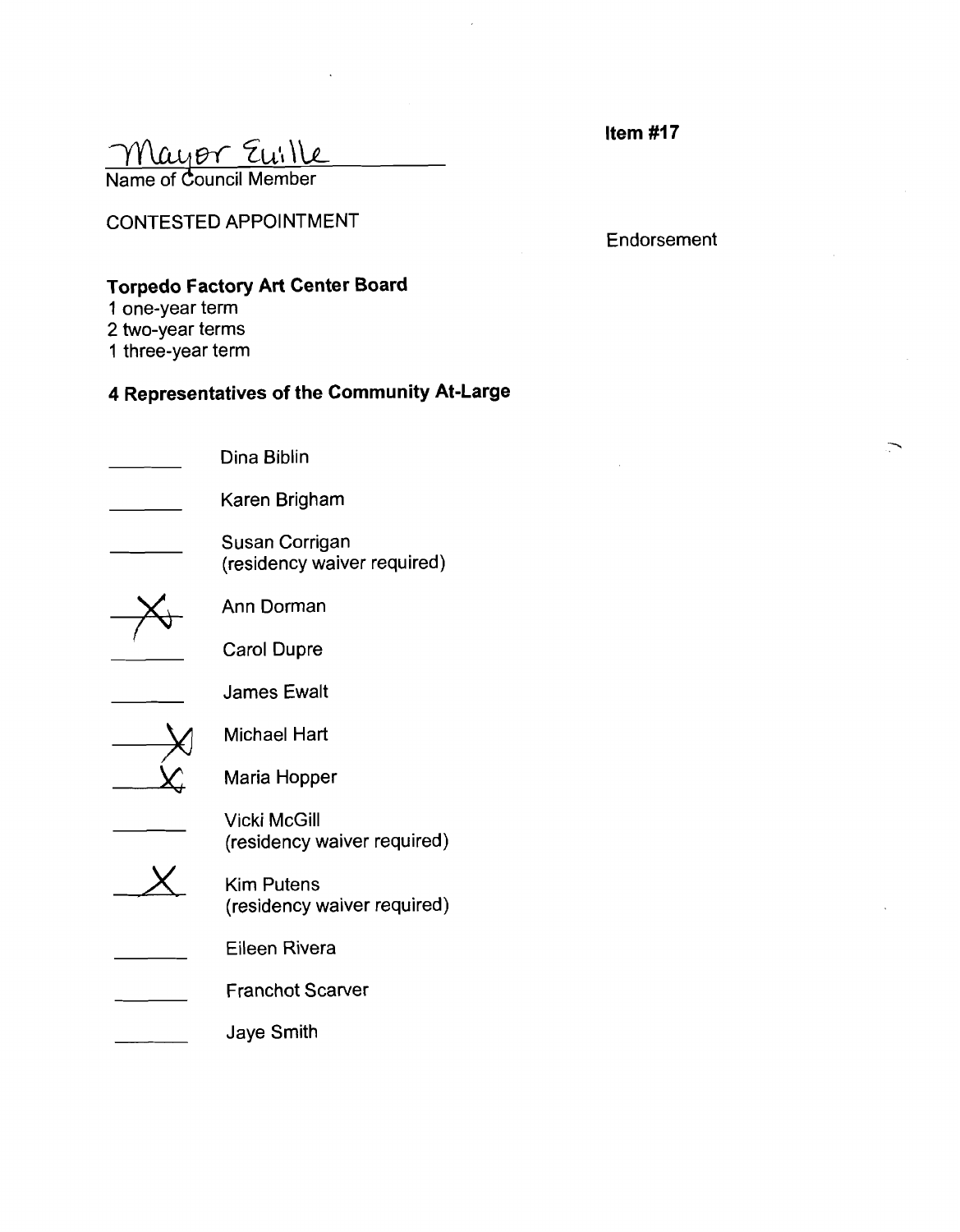Mayor Euille
Name of Council Member

**Item #17**

CONTESTED APPOINTMENT

Endorsement

**Torpedo Factory Art Center Board**
1 one-year term
2 two-year terms
1 three-year term

**4 Representatives of the Community At-Large**

- ______ Dina Biblin
- ______ Karen Brigham
- ______ Susan Corrigan (residency waiver required)
- __X__ Ann Dorman
- ______ Carol Dupre
- ______ James Ewalt
- __X__ Michael Hart
- __X__ Maria Hopper
- ______ Vicki McGill (residency waiver required)
- __X__ Kim Putens (residency waiver required)
- ______ Eileen Rivera
- ______ Franchot Scarver
- ______ Jaye Smith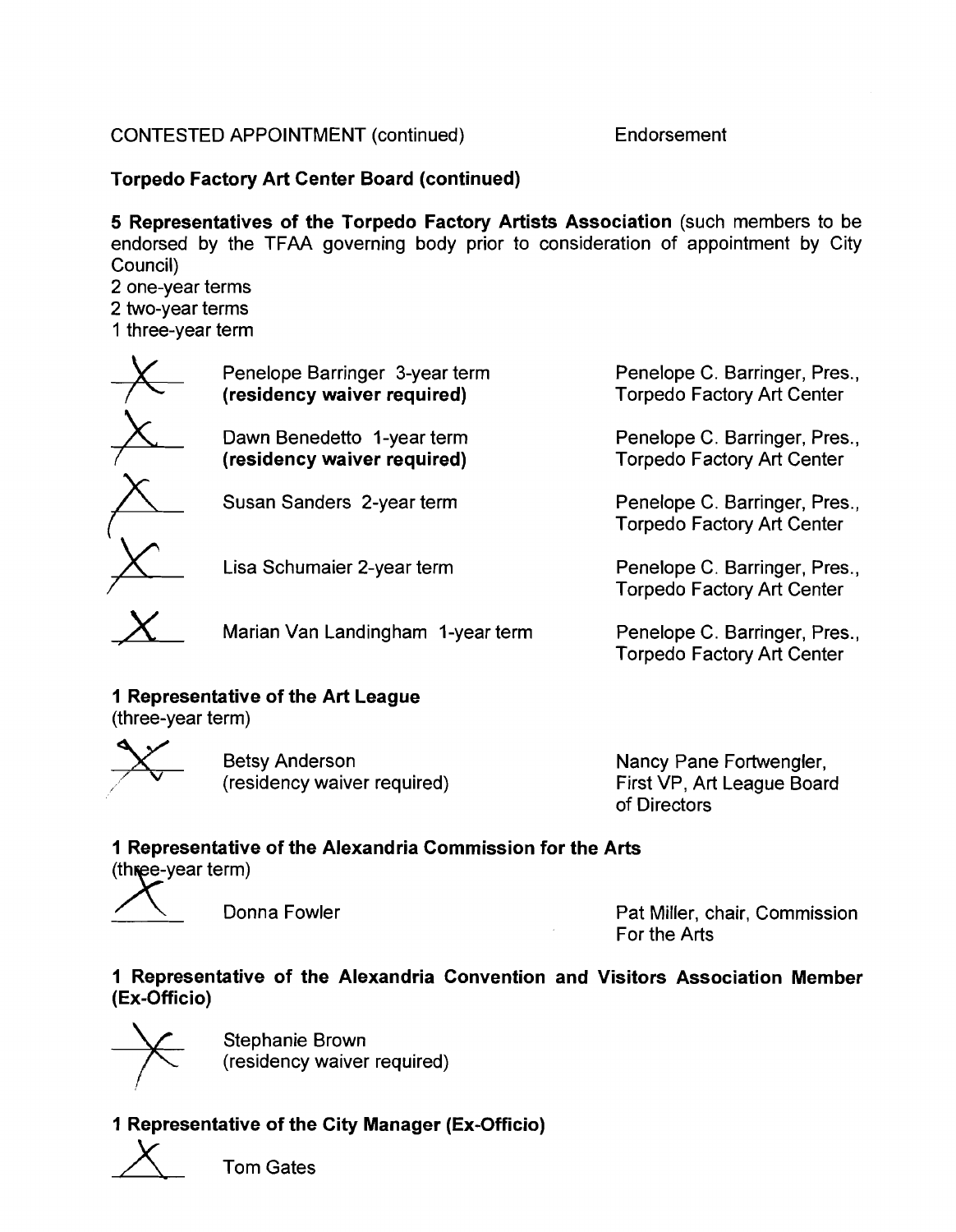CONTESTED APPOINTMENT (continued) Endorsement

**Torpedo Factory Art Center Board (continued)**

**5 Representatives of the Torpedo Factory Artists Association** (such members to be endorsed by the TFAA governing body prior to consideration of appointment by City Council)

2 one-year terms
2 two-year terms
1 three-year term

| | Appointee | Endorsement |
|---|---|---|
| X | Penelope Barringer 3-year term **(residency waiver required)** | Penelope C. Barringer, Pres., Torpedo Factory Art Center |
| X | Dawn Benedetto 1-year term **(residency waiver required)** | Penelope C. Barringer, Pres., Torpedo Factory Art Center |
| X | Susan Sanders 2-year term | Penelope C. Barringer, Pres., Torpedo Factory Art Center |
| X | Lisa Schumaier 2-year term | Penelope C. Barringer, Pres., Torpedo Factory Art Center |
| X | Marian Van Landingham 1-year term | Penelope C. Barringer, Pres., Torpedo Factory Art Center |

**1 Representative of the Art League**
(three-year term)

| | Appointee | Endorsement |
|---|---|---|
| X | Betsy Anderson (residency waiver required) | Nancy Pane Fortwengler, First VP, Art League Board of Directors |

**1 Representative of the Alexandria Commission for the Arts**
(three-year term)

| | Appointee | Endorsement |
|---|---|---|
| X | Donna Fowler | Pat Miller, chair, Commission For the Arts |

**1 Representative of the Alexandria Convention and Visitors Association Member (Ex-Officio)**

| | Appointee |
|---|---|
| X | Stephanie Brown (residency waiver required) |

**1 Representative of the City Manager (Ex-Officio)**

| | Appointee |
|---|---|
| X | Tom Gates |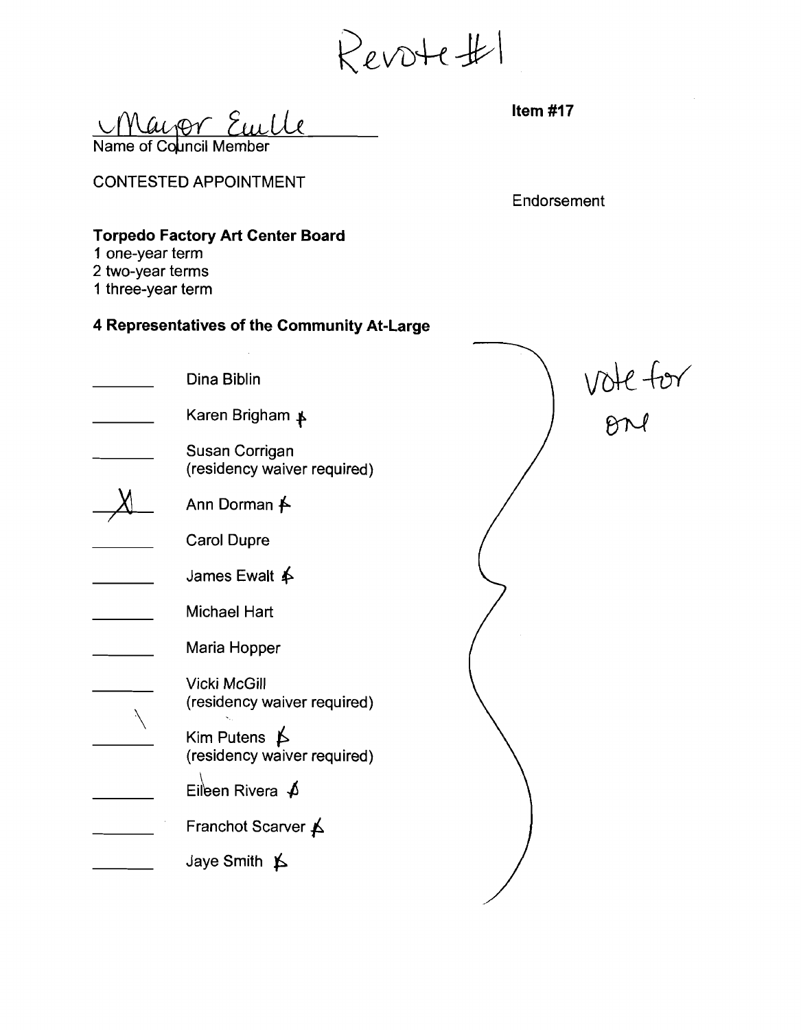Revote #1

Mayor Euille
Name of Council Member

**Item #17**

CONTESTED APPOINTMENT

Endorsement

**Torpedo Factory Art Center Board**
1 one-year term
2 two-year terms
1 three-year term

**4 Representatives of the Community At-Large**

vote for one

| | |
|---|---|
| ______ | Dina Biblin |
| ______ | Karen Brigham ⁄ |
| ______ | Susan Corrigan (residency waiver required) |
| X | Ann Dorman ⁄ |
| ______ | Carol Dupre |
| ______ | James Ewalt ⁄ |
| ______ | Michael Hart |
| ______ | Maria Hopper |
| ______ | Vicki McGill (residency waiver required) |
| ______ | Kim Putens ⁄ (residency waiver required) |
| ______ | Eileen Rivera ⁄ |
| ______ | Franchot Scarver ⁄ |
| ______ | Jaye Smith ⁄ |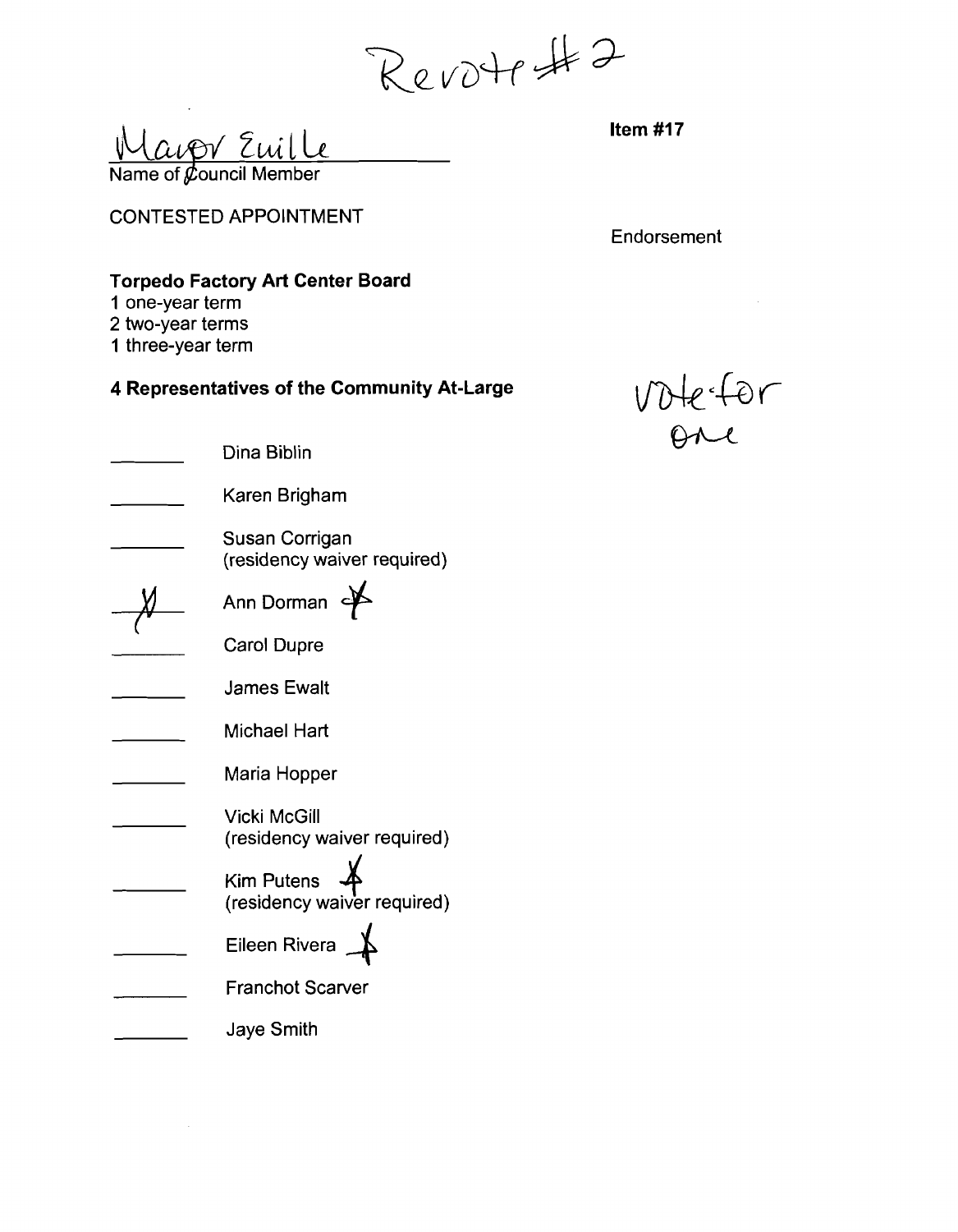Revote #2

Mayor Euille

Name of Council Member

**Item #17**

CONTESTED APPOINTMENT

Endorsement

**Torpedo Factory Art Center Board**

1 one-year term
2 two-year terms
1 three-year term

**4 Representatives of the Community At-Large**

vote for one

- _______ Dina Biblin
- _______ Karen Brigham
- _______ Susan Corrigan (residency waiver required)
- X Ann Dorman X
- _______ Carol Dupre
- _______ James Ewalt
- _______ Michael Hart
- _______ Maria Hopper
- _______ Vicki McGill (residency waiver required)
- _______ Kim Putens X (residency waiver required)
- _______ Eileen Rivera X
- _______ Franchot Scarver
- _______ Jaye Smith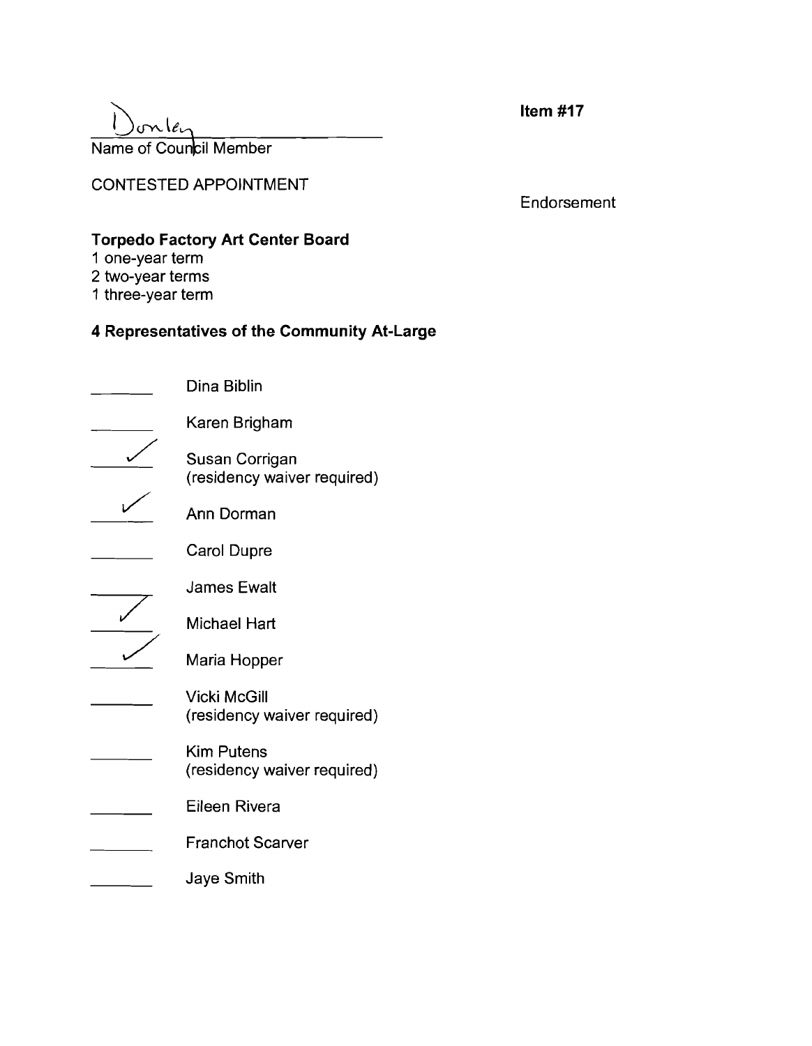Donley
Name of Council Member

**Item #17**

CONTESTED APPOINTMENT

Endorsement

**Torpedo Factory Art Center Board**
1 one-year term
2 two-year terms
1 three-year term

**4 Representatives of the Community At-Large**

- [ ] Dina Biblin
- [ ] Karen Brigham
- [x] Susan Corrigan (residency waiver required)
- [x] Ann Dorman
- [ ] Carol Dupre
- [ ] James Ewalt
- [x] Michael Hart
- [x] Maria Hopper
- [ ] Vicki McGill (residency waiver required)
- [ ] Kim Putens (residency waiver required)
- [ ] Eileen Rivera
- [ ] Franchot Scarver
- [ ] Jaye Smith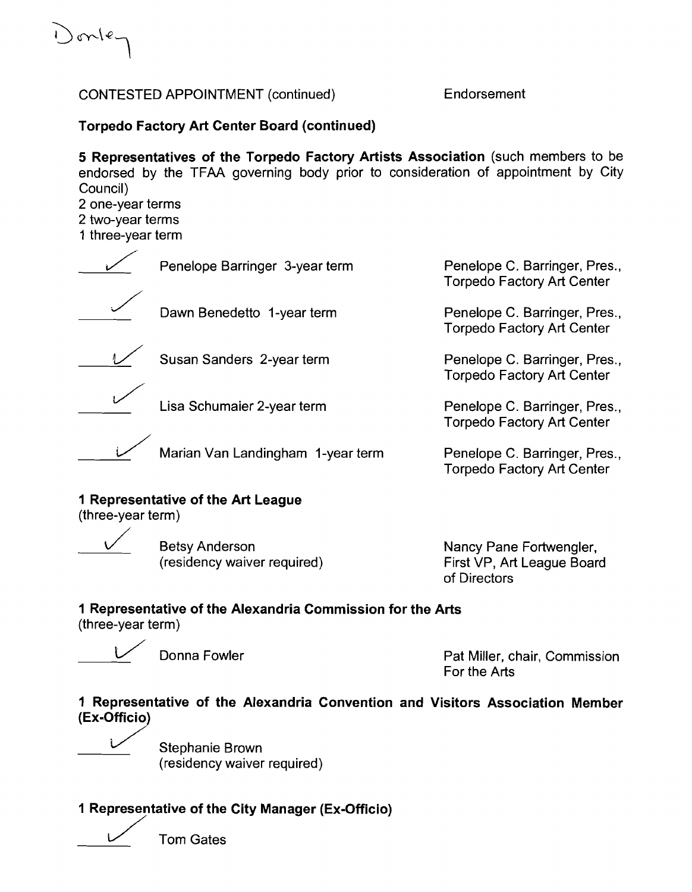Donley

CONTESTED APPOINTMENT (continued) Endorsement

**Torpedo Factory Art Center Board (continued)**

**5 Representatives of the Torpedo Factory Artists Association** (such members to be endorsed by the TFAA governing body prior to consideration of appointment by City Council)
2 one-year terms
2 two-year terms
1 three-year term

| | Appointee | Endorsement |
|---|---|---|
| ✓ | Penelope Barringer 3-year term | Penelope C. Barringer, Pres., Torpedo Factory Art Center |
| ✓ | Dawn Benedetto 1-year term | Penelope C. Barringer, Pres., Torpedo Factory Art Center |
| ✓ | Susan Sanders 2-year term | Penelope C. Barringer, Pres., Torpedo Factory Art Center |
| ✓ | Lisa Schumaier 2-year term | Penelope C. Barringer, Pres., Torpedo Factory Art Center |
| ✓ | Marian Van Landingham 1-year term | Penelope C. Barringer, Pres., Torpedo Factory Art Center |

**1 Representative of the Art League**
(three-year term)

| | Appointee | Endorsement |
|---|---|---|
| ✓ | Betsy Anderson (residency waiver required) | Nancy Pane Fortwengler, First VP, Art League Board of Directors |

**1 Representative of the Alexandria Commission for the Arts**
(three-year term)

| | Appointee | Endorsement |
|---|---|---|
| ✓ | Donna Fowler | Pat Miller, chair, Commission For the Arts |

**1 Representative of the Alexandria Convention and Visitors Association Member (Ex-Officio)**

✓ Stephanie Brown
(residency waiver required)

**1 Representative of the City Manager (Ex-Officio)**

✓ Tom Gates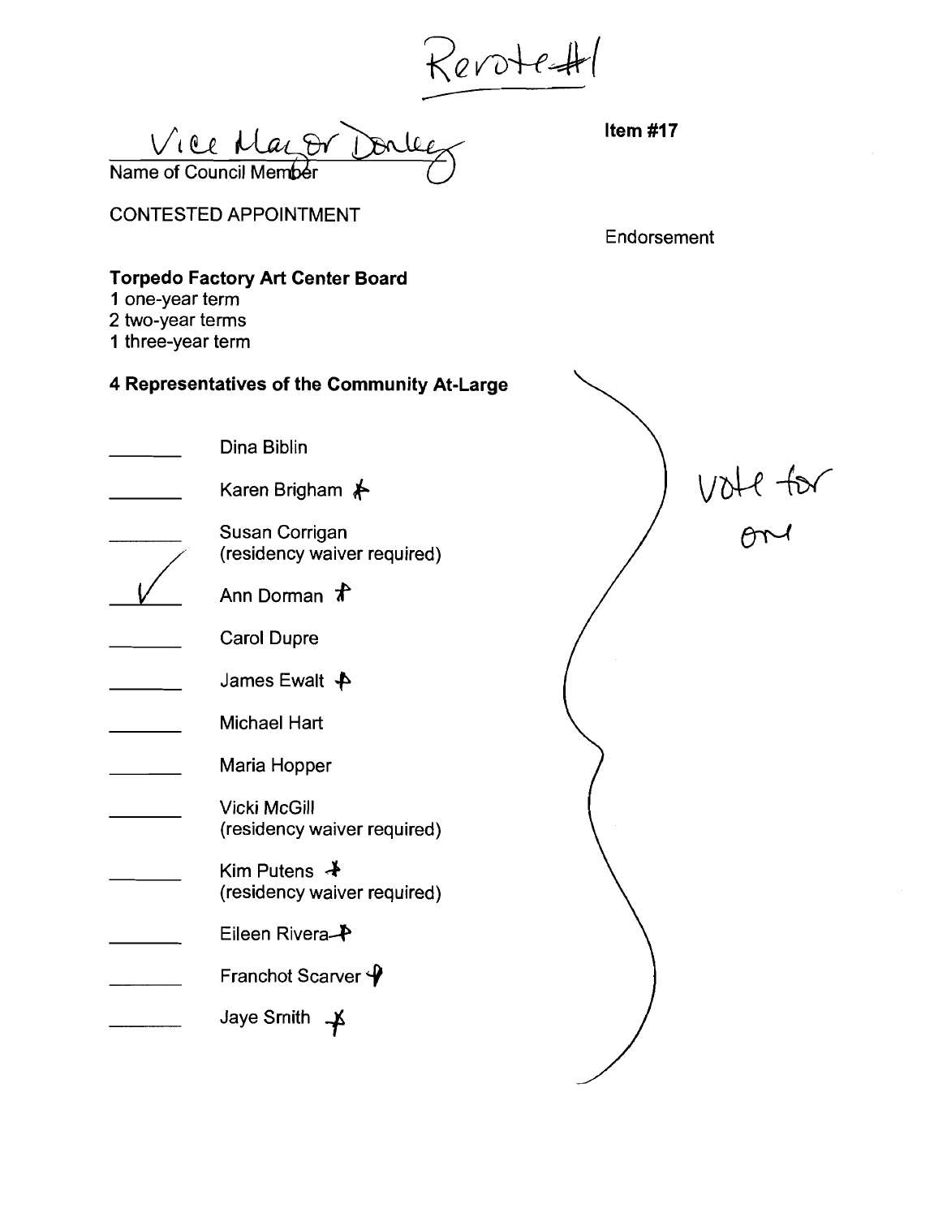Revote #1

Vice Mayor Donley
Name of Council Member

**Item #17**

CONTESTED APPOINTMENT

Endorsement

**Torpedo Factory Art Center Board**
1 one-year term
2 two-year terms
1 three-year term

**4 Representatives of the Community At-Large**

vote for one

- ______ Dina Biblin
- ______ Karen Brigham ✱
- ______ Susan Corrigan (residency waiver required)
- ✓ Ann Dorman ✱
- ______ Carol Dupre
- ______ James Ewalt ✱
- ______ Michael Hart
- ______ Maria Hopper
- ______ Vicki McGill (residency waiver required)
- ______ Kim Putens ✱ (residency waiver required)
- ______ Eileen Rivera ✱
- ______ Franchot Scarver ✱
- ______ Jaye Smith ✱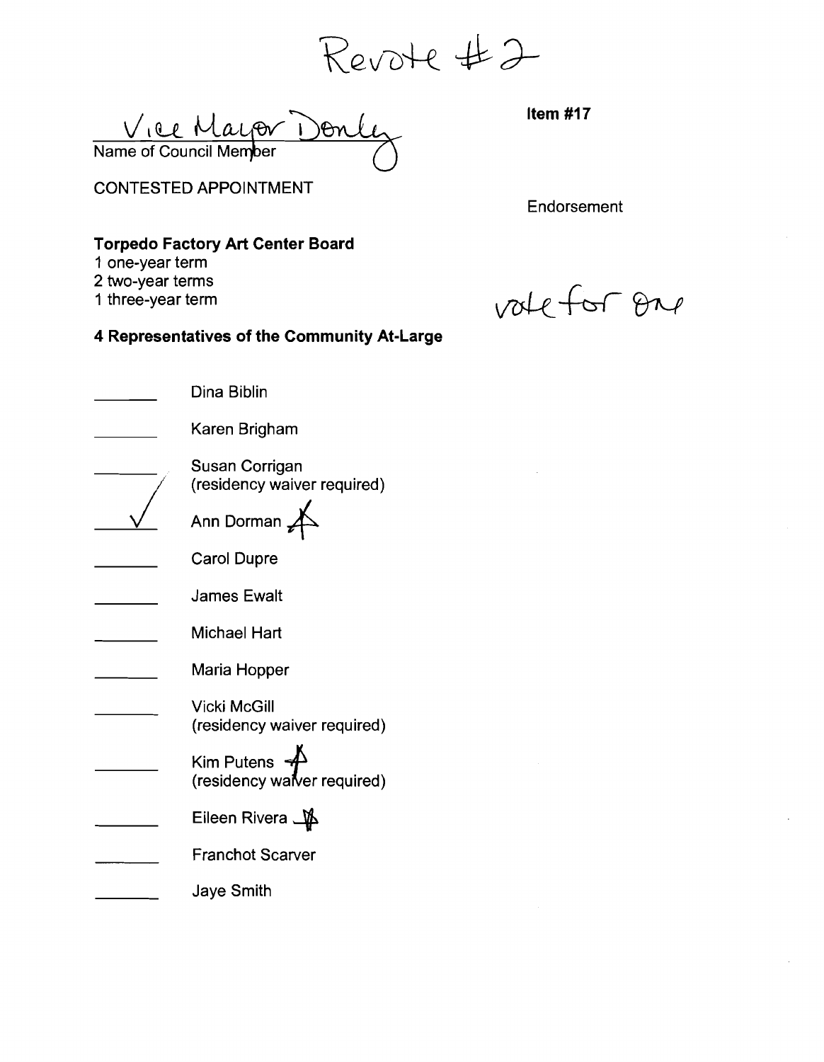Revote #2

Vice Mayor Donley
Name of Council Member

**Item #17**

CONTESTED APPOINTMENT

Endorsement

**Torpedo Factory Art Center Board**

1 one-year term
2 two-year terms
1 three-year term

vote for one

**4 Representatives of the Community At-Large**

- ______ Dina Biblin
- ______ Karen Brigham
- ______ Susan Corrigan (residency waiver required)
- ___✓___ Ann Dorman
- ______ Carol Dupre
- ______ James Ewalt
- ______ Michael Hart
- ______ Maria Hopper
- ______ Vicki McGill (residency waiver required)
- ______ Kim Putens (residency waiver required)
- ______ Eileen Rivera
- ______ Franchot Scarver
- ______ Jaye Smith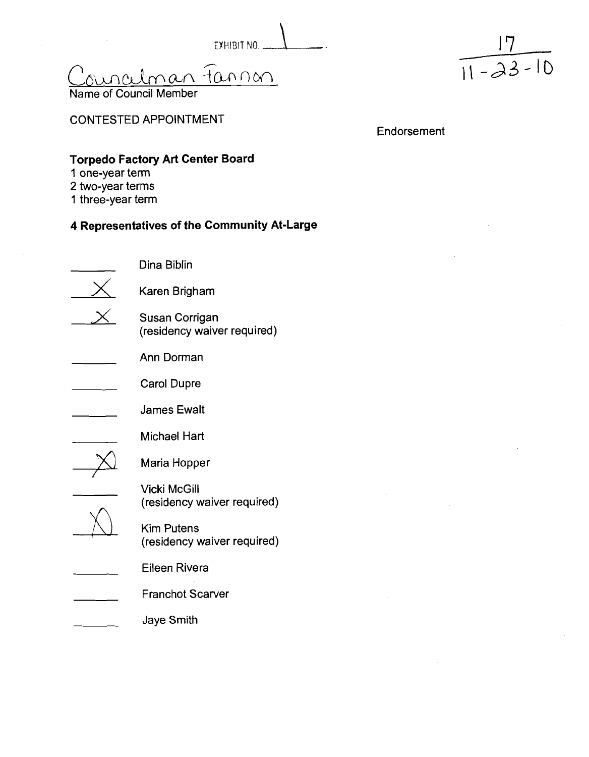EXHIBIT NO. 1

17
11-23-10

Councilman Fannon
Name of Council Member

CONTESTED APPOINTMENT

Endorsement

**Torpedo Factory Art Center Board**
1 one-year term
2 two-year terms
1 three-year term

**4 Representatives of the Community At-Large**

- ___ Dina Biblin
- X Karen Brigham
- X Susan Corrigan (residency waiver required)
- ___ Ann Dorman
- ___ Carol Dupre
- ___ James Ewalt
- ___ Michael Hart
- X Maria Hopper
- ___ Vicki McGill (residency waiver required)
- X Kim Putens (residency waiver required)
- ___ Eileen Rivera
- ___ Franchot Scarver
- ___ Jaye Smith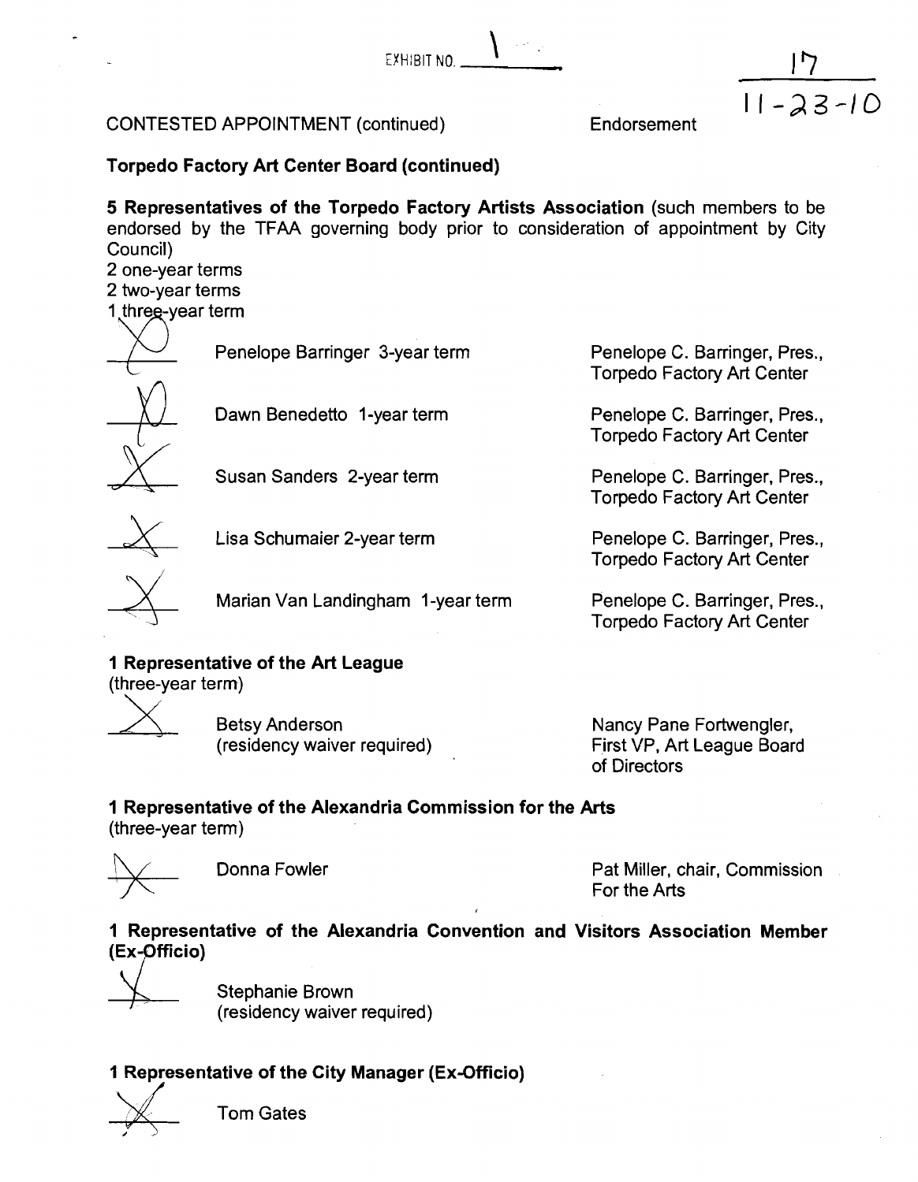EXHIBIT NO. 1

17
11-23-10

CONTESTED APPOINTMENT (continued) Endorsement

**Torpedo Factory Art Center Board (continued)**

**5 Representatives of the Torpedo Factory Artists Association** (such members to be endorsed by the TFAA governing body prior to consideration of appointment by City Council)
2 one-year terms
2 two-year terms
1 three-year term

| | Nominee | Endorsement |
|---|---|---|
| X | Penelope Barringer 3-year term | Penelope C. Barringer, Pres., Torpedo Factory Art Center |
| X | Dawn Benedetto 1-year term | Penelope C. Barringer, Pres., Torpedo Factory Art Center |
| X | Susan Sanders 2-year term | Penelope C. Barringer, Pres., Torpedo Factory Art Center |
| X | Lisa Schumaier 2-year term | Penelope C. Barringer, Pres., Torpedo Factory Art Center |
| X | Marian Van Landingham 1-year term | Penelope C. Barringer, Pres., Torpedo Factory Art Center |

**1 Representative of the Art League**
(three-year term)

| | Nominee | Endorsement |
|---|---|---|
| X | Betsy Anderson (residency waiver required) | Nancy Pane Fortwengler, First VP, Art League Board of Directors |

**1 Representative of the Alexandria Commission for the Arts**
(three-year term)

| | Nominee | Endorsement |
|---|---|---|
| X | Donna Fowler | Pat Miller, chair, Commission For the Arts |

**1 Representative of the Alexandria Convention and Visitors Association Member (Ex-Officio)**

X Stephanie Brown
(residency waiver required)

**1 Representative of the City Manager (Ex-Officio)**

X Tom Gates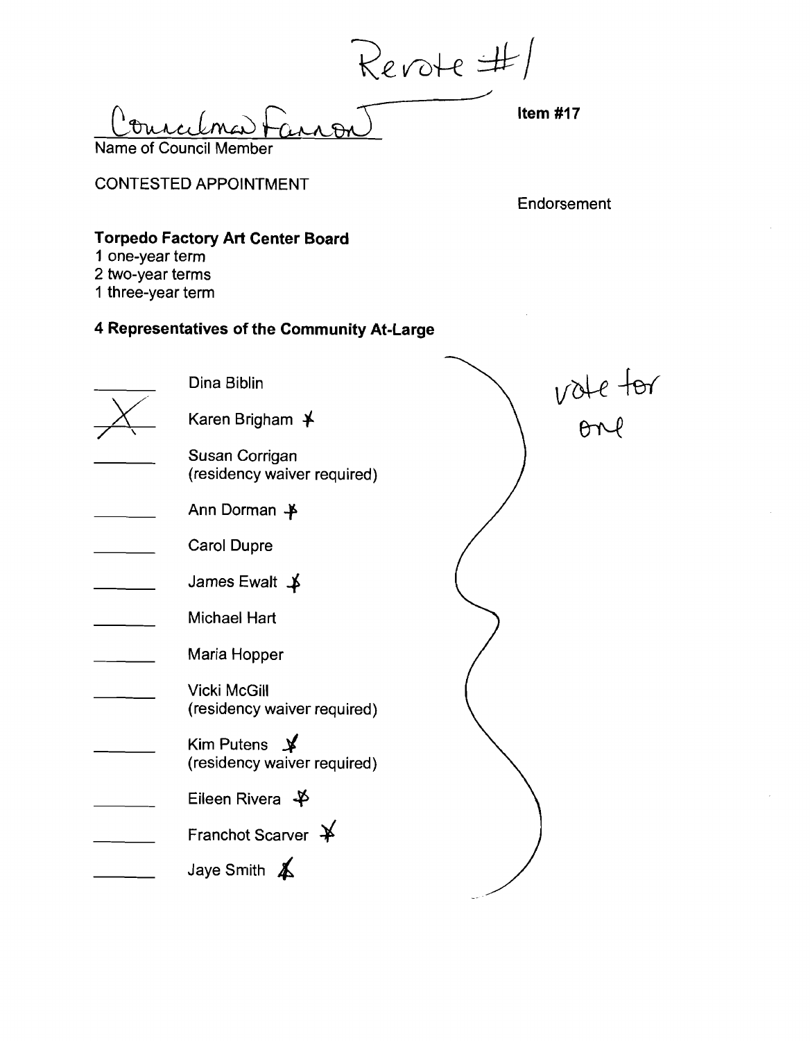Revote #1

Councilman Fannon

Name of Council Member

Item #17

CONTESTED APPOINTMENT

Endorsement

**Torpedo Factory Art Center Board**

1 one-year term
2 two-year terms
1 three-year term

**4 Representatives of the Community At-Large**

vote for one

- ______ Dina Biblin
- __X__ Karen Brigham ✗
- ______ Susan Corrigan (residency waiver required)
- ______ Ann Dorman ✗
- ______ Carol Dupre
- ______ James Ewalt ✗
- ______ Michael Hart
- ______ Maria Hopper
- ______ Vicki McGill (residency waiver required)
- ______ Kim Putens ✗ (residency waiver required)
- ______ Eileen Rivera ✗
- ______ Franchot Scarver ✗
- ______ Jaye Smith ✗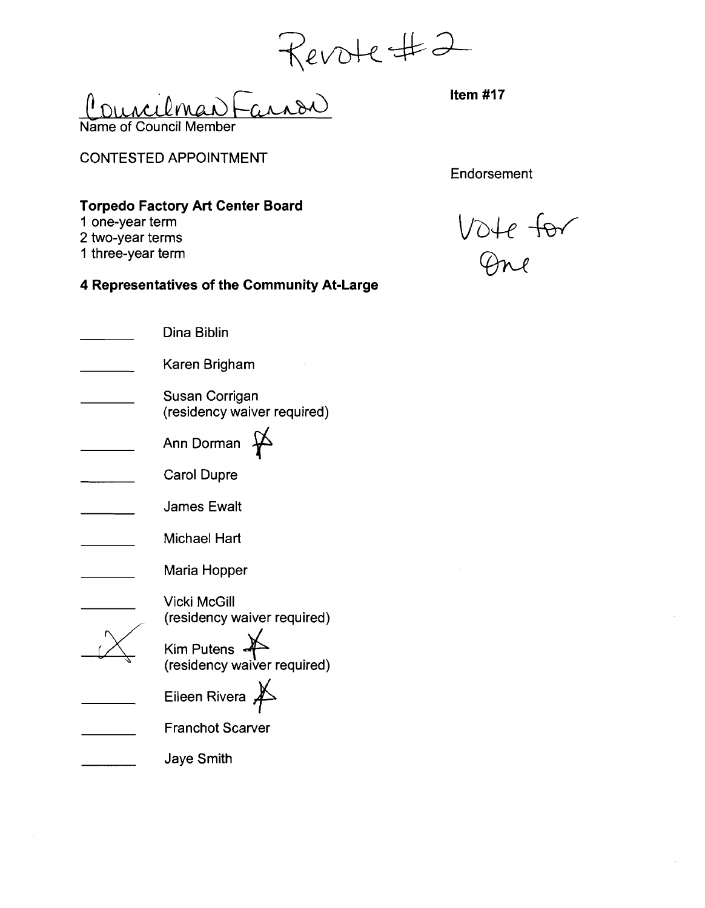Revote #2

Councilman Fannon

Name of Council Member

**Item #17**

CONTESTED APPOINTMENT

Endorsement

Vote for One

**Torpedo Factory Art Center Board**

1 one-year term
2 two-year terms
1 three-year term

**4 Representatives of the Community At-Large**

| | |
|---|---|
| _______ | Dina Biblin |
| _______ | Karen Brigham |
| _______ | Susan Corrigan (residency waiver required) |
| _______ | Ann Dorman |
| _______ | Carol Dupre |
| _______ | James Ewalt |
| _______ | Michael Hart |
| _______ | Maria Hopper |
| _______ | Vicki McGill (residency waiver required) |
| X | Kim Putens (residency waiver required) |
| _______ | Eileen Rivera |
| _______ | Franchot Scarver |
| _______ | Jaye Smith |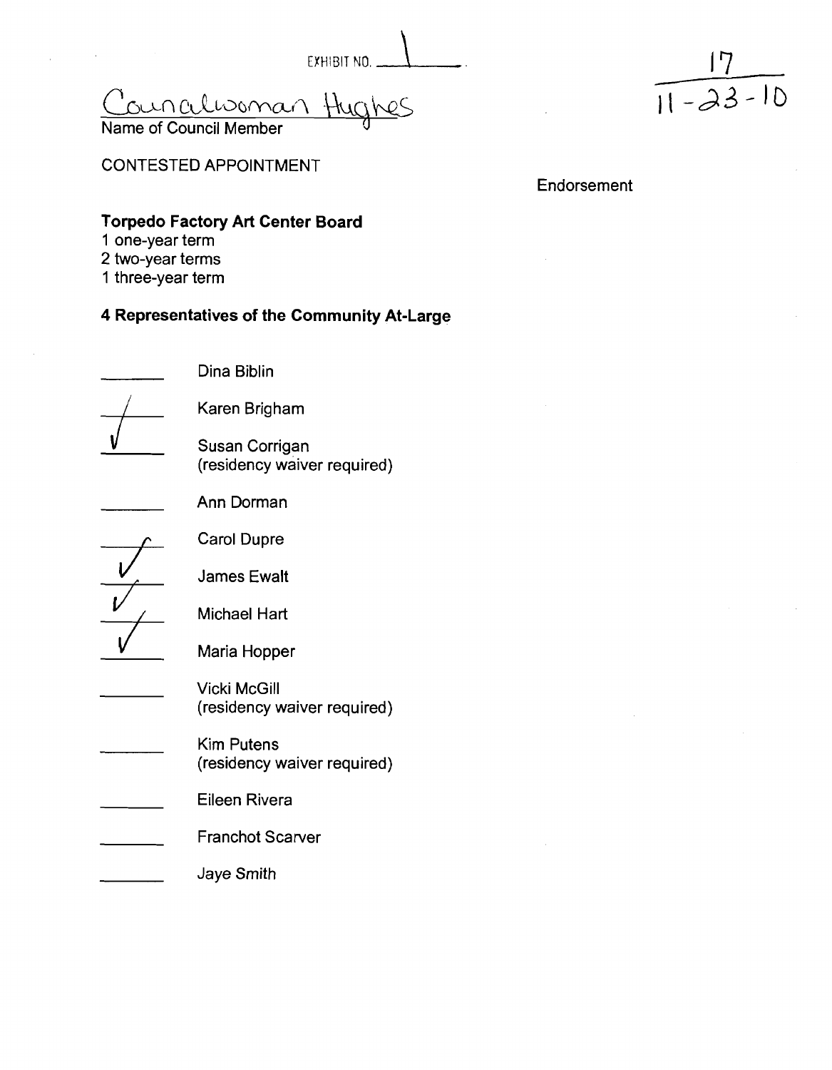EXHIBIT NO. 1

17
11-23-10

Councilwoman Hughes
Name of Council Member

CONTESTED APPOINTMENT

Endorsement

**Torpedo Factory Art Center Board**
1 one-year term
2 two-year terms
1 three-year term

**4 Representatives of the Community At-Large**

- [ ] Dina Biblin
- [ ] Karen Brigham
- [x] Susan Corrigan (residency waiver required)
- [ ] Ann Dorman
- [ ] Carol Dupre
- [x] James Ewalt
- [x] Michael Hart
- [x] Maria Hopper
- [ ] Vicki McGill (residency waiver required)
- [ ] Kim Putens (residency waiver required)
- [ ] Eileen Rivera
- [ ] Franchot Scarver
- [ ] Jaye Smith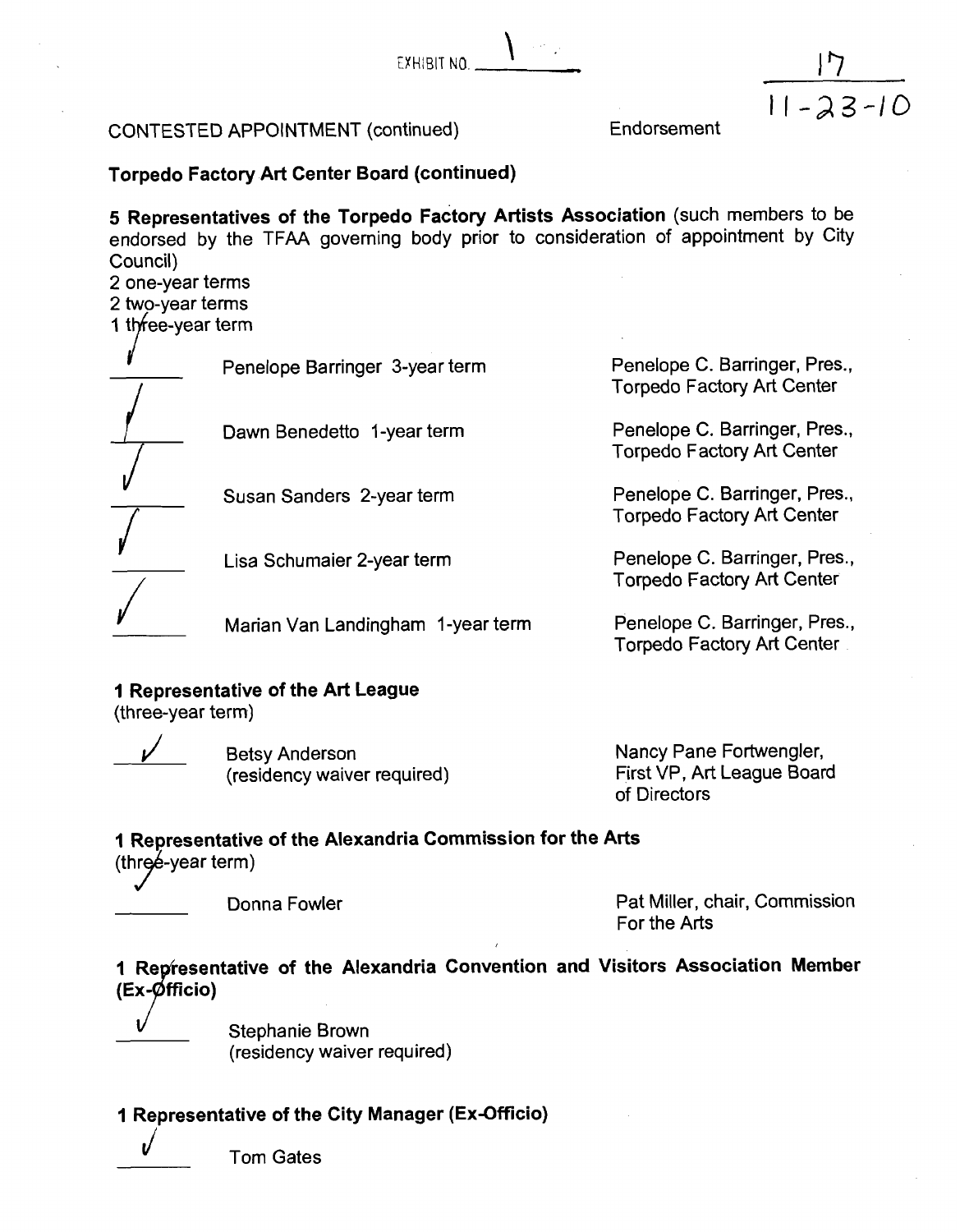EXHIBIT NO. 1

17
11-23-10

CONTESTED APPOINTMENT (continued) Endorsement

**Torpedo Factory Art Center Board (continued)**

**5 Representatives of the Torpedo Factory Artists Association** (such members to be endorsed by the TFAA governing body prior to consideration of appointment by City Council)
2 one-year terms
2 two-year terms
1 three-year term

| | Appointee | Endorsement |
|---|---|---|
| ✓ | Penelope Barringer 3-year term | Penelope C. Barringer, Pres., Torpedo Factory Art Center |
| ✓ | Dawn Benedetto 1-year term | Penelope C. Barringer, Pres., Torpedo Factory Art Center |
| ✓ | Susan Sanders 2-year term | Penelope C. Barringer, Pres., Torpedo Factory Art Center |
| ✓ | Lisa Schumaier 2-year term | Penelope C. Barringer, Pres., Torpedo Factory Art Center |
| ✓ | Marian Van Landingham 1-year term | Penelope C. Barringer, Pres., Torpedo Factory Art Center |

**1 Representative of the Art League**
(three-year term)

| | Appointee | Endorsement |
|---|---|---|
| ✓ | Betsy Anderson (residency waiver required) | Nancy Pane Fortwengler, First VP, Art League Board of Directors |

**1 Representative of the Alexandria Commission for the Arts**
(three-year term)

| | Appointee | Endorsement |
|---|---|---|
| ✓ | Donna Fowler | Pat Miller, chair, Commission For the Arts |

**1 Representative of the Alexandria Convention and Visitors Association Member (Ex-Officio)**

✓ Stephanie Brown
(residency waiver required)

**1 Representative of the City Manager (Ex-Officio)**

✓ Tom Gates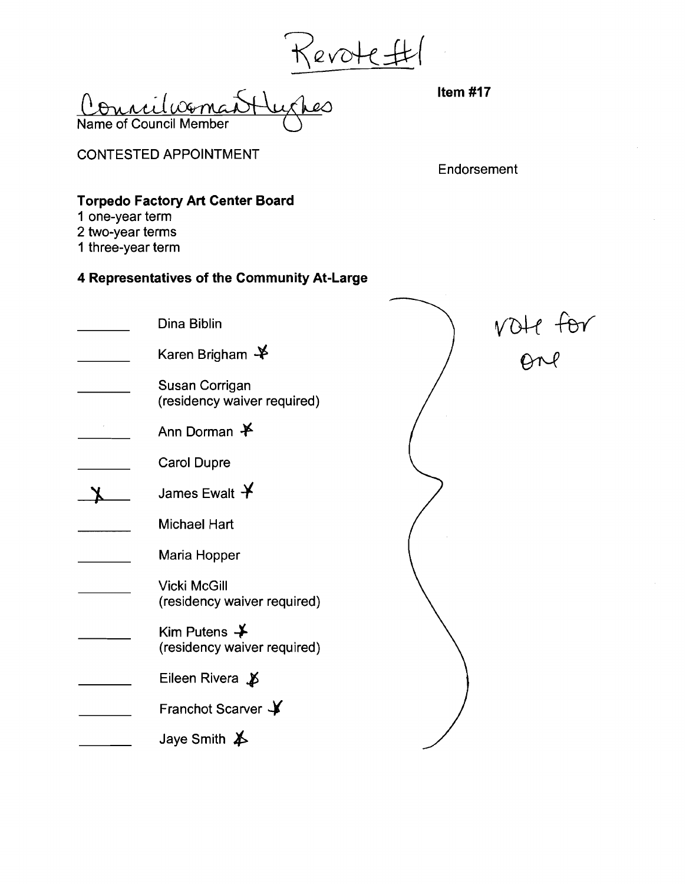Revote #1

Councilwoman Hughes
Name of Council Member

**Item #17**

CONTESTED APPOINTMENT

Endorsement

**Torpedo Factory Art Center Board**
1 one-year term
2 two-year terms
1 three-year term

**4 Representatives of the Community At-Large**

vote for one

| | |
|---|---|
| ______ | Dina Biblin |
| ______ | Karen Brigham ✗ |
| ______ | Susan Corrigan (residency waiver required) |
| ______ | Ann Dorman ✗ |
| ______ | Carol Dupre |
| X | James Ewalt ✗ |
| ______ | Michael Hart |
| ______ | Maria Hopper |
| ______ | Vicki McGill (residency waiver required) |
| ______ | Kim Putens ✗ (residency waiver required) |
| ______ | Eileen Rivera ✗ |
| ______ | Franchot Scarver ✗ |
| ______ | Jaye Smith ✗ |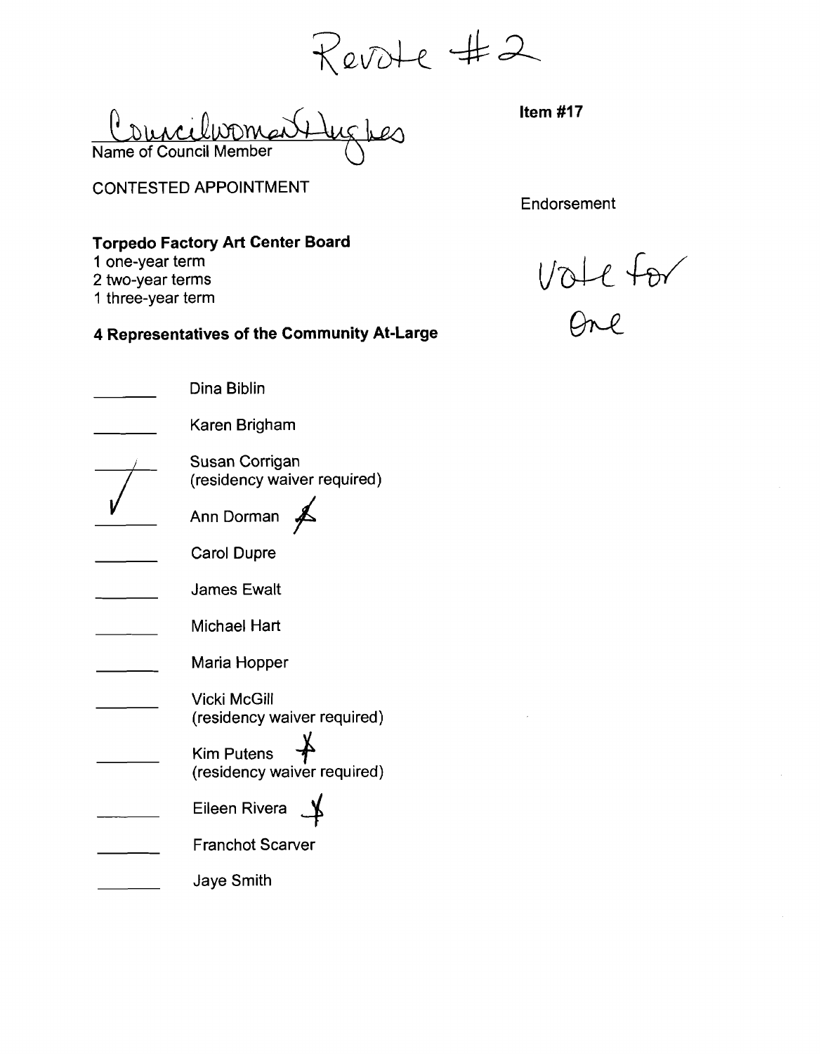Revote #2

Councilwoman Hughes
Name of Council Member

**Item #17**

CONTESTED APPOINTMENT

Endorsement

Vote for One

**Torpedo Factory Art Center Board**

1 one-year term
2 two-year terms
1 three-year term

**4 Representatives of the Community At-Large**

- ______ Dina Biblin
- ______ Karen Brigham
- ✓ Susan Corrigan (residency waiver required)
- ______ Ann Dorman X
- ______ Carol Dupre
- ______ James Ewalt
- ______ Michael Hart
- ______ Maria Hopper
- ______ Vicki McGill (residency waiver required)
- ______ Kim Putens X (residency waiver required)
- ______ Eileen Rivera X
- ______ Franchot Scarver
- ______ Jaye Smith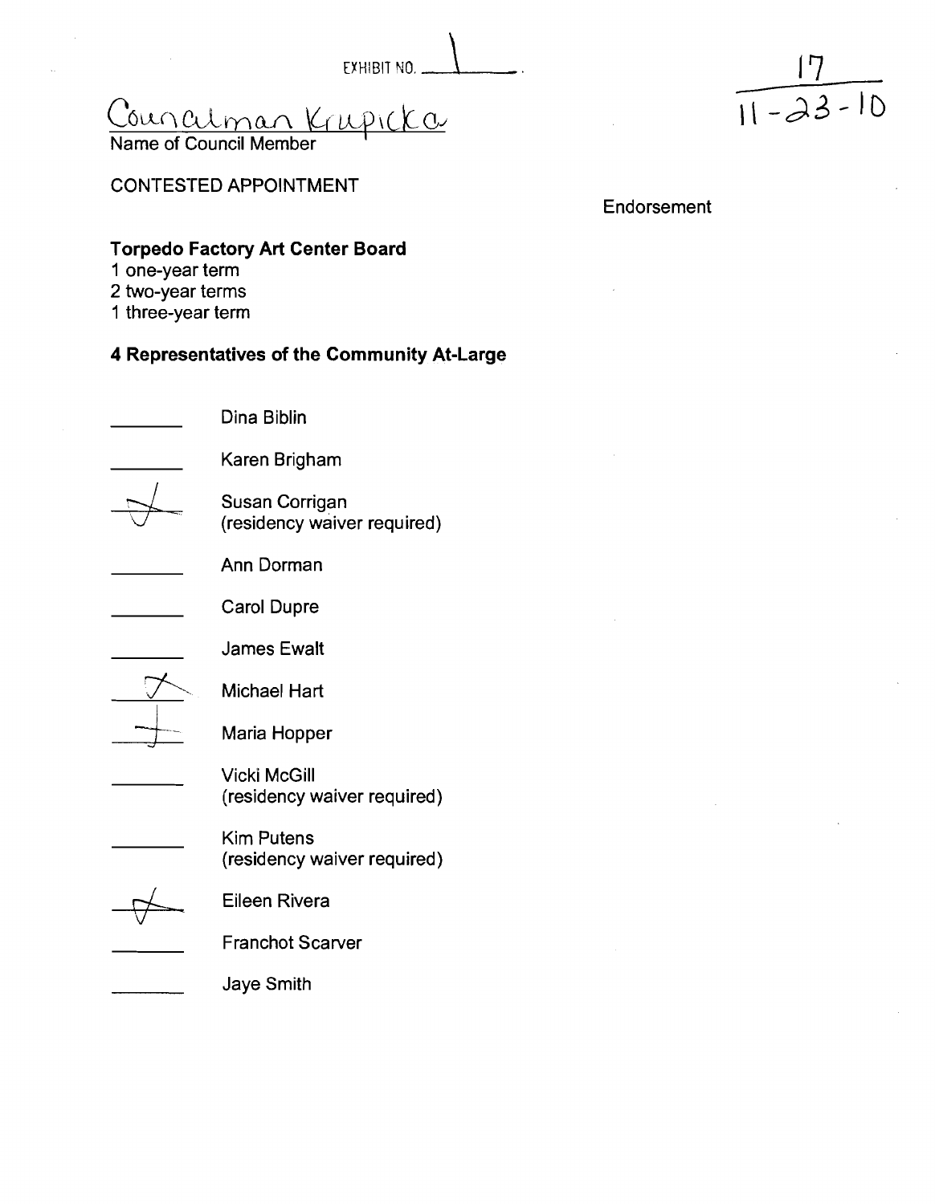EXHIBIT NO. 1

17
11-23-10

Councilman Krupicka
Name of Council Member

CONTESTED APPOINTMENT

Endorsement

**Torpedo Factory Art Center Board**
1 one-year term
2 two-year terms
1 three-year term

**4 Representatives of the Community At-Large**

- [ ] Dina Biblin
- [ ] Karen Brigham
- [x] Susan Corrigan (residency waiver required)
- [ ] Ann Dorman
- [ ] Carol Dupre
- [ ] James Ewalt
- [x] Michael Hart
- [x] Maria Hopper
- [ ] Vicki McGill (residency waiver required)
- [ ] Kim Putens (residency waiver required)
- [x] Eileen Rivera
- [ ] Franchot Scarver
- [ ] Jaye Smith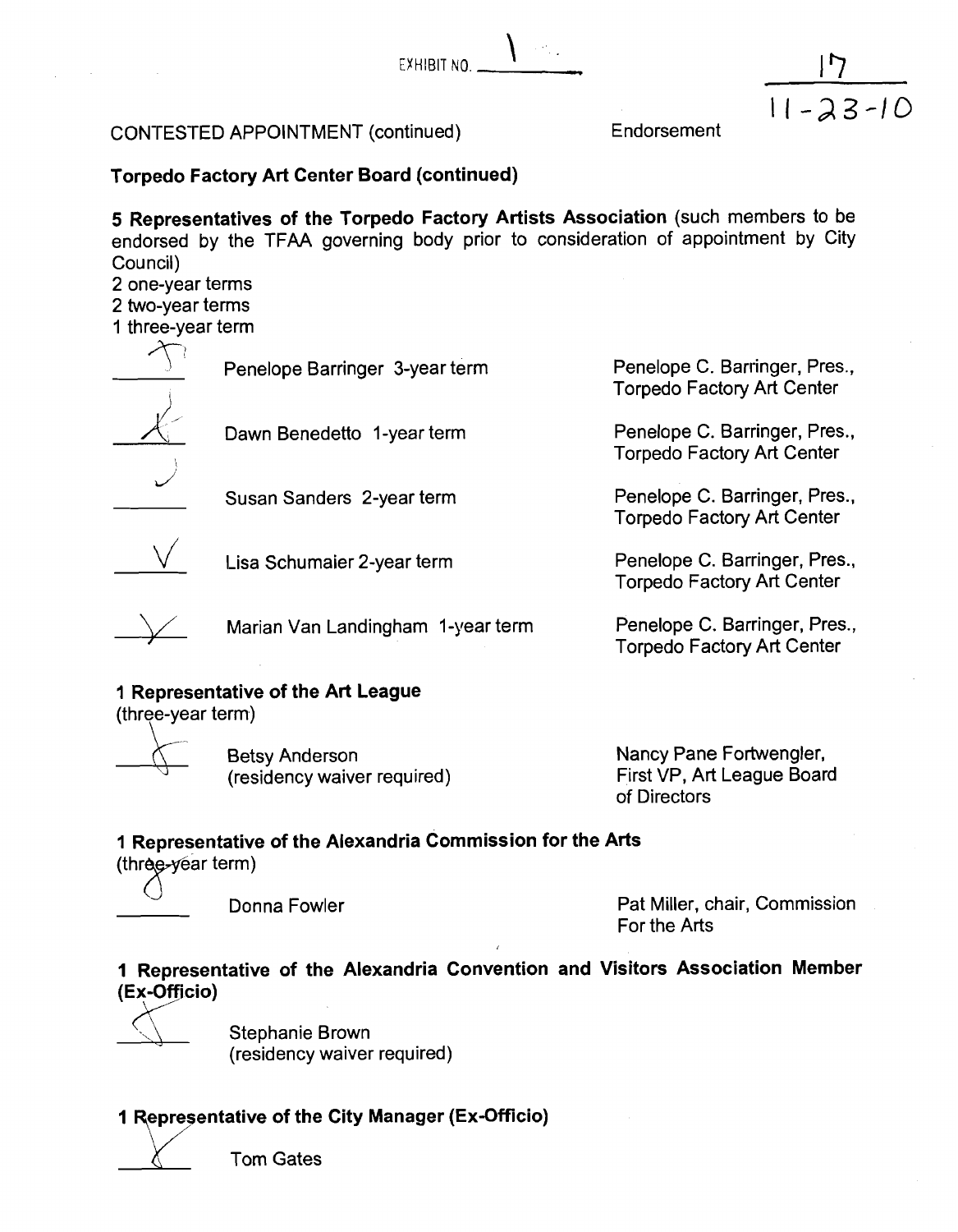EXHIBIT NO. 1

17
11-23-10

CONTESTED APPOINTMENT (continued) Endorsement

**Torpedo Factory Art Center Board (continued)**

**5 Representatives of the Torpedo Factory Artists Association** (such members to be endorsed by the TFAA governing body prior to consideration of appointment by City Council)
2 one-year terms
2 two-year terms
1 three-year term

| | Appointee | Endorsement |
|---|---|---|
| ✓ | Penelope Barringer 3-year term | Penelope C. Barringer, Pres., Torpedo Factory Art Center |
| ✓ | Dawn Benedetto 1-year term | Penelope C. Barringer, Pres., Torpedo Factory Art Center |
| | Susan Sanders 2-year term | Penelope C. Barringer, Pres., Torpedo Factory Art Center |
| ✓ | Lisa Schumaier 2-year term | Penelope C. Barringer, Pres., Torpedo Factory Art Center |
| ✓ | Marian Van Landingham 1-year term | Penelope C. Barringer, Pres., Torpedo Factory Art Center |

**1 Representative of the Art League**
(three-year term)

| | Appointee | Endorsement |
|---|---|---|
| ✓ | Betsy Anderson (residency waiver required) | Nancy Pane Fortwengler, First VP, Art League Board of Directors |

**1 Representative of the Alexandria Commission for the Arts**
(three-year term)

| | Appointee | Endorsement |
|---|---|---|
| ✓ | Donna Fowler | Pat Miller, chair, Commission For the Arts |

**1 Representative of the Alexandria Convention and Visitors Association Member (Ex-Officio)**

| | Appointee |
|---|---|
| ✓ | Stephanie Brown (residency waiver required) |

**1 Representative of the City Manager (Ex-Officio)**

| | Appointee |
|---|---|
| ✓ | Tom Gates |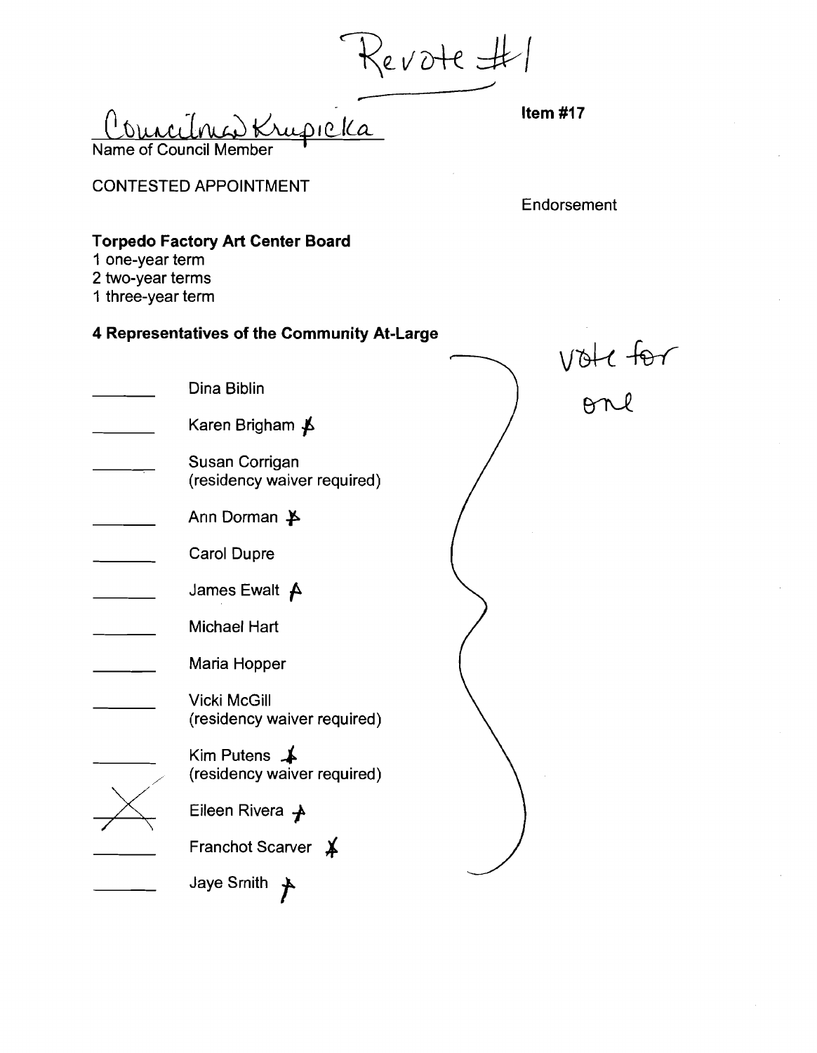Revote #1

Councilman Krupicka
Name of Council Member

**Item #17**

CONTESTED APPOINTMENT

Endorsement

**Torpedo Factory Art Center Board**

1 one-year term
2 two-year terms
1 three-year term

**4 Representatives of the Community At-Large**

vote for one

- _______ Dina Biblin
- _______ Karen Brigham A
- _______ Susan Corrigan (residency waiver required)
- _______ Ann Dorman A
- _______ Carol Dupre
- _______ James Ewalt A
- _______ Michael Hart
- _______ Maria Hopper
- _______ Vicki McGill (residency waiver required)
- _______ Kim Putens A (residency waiver required)
- __X__ Eileen Rivera A
- _______ Franchot Scarver A
- _______ Jaye Smith A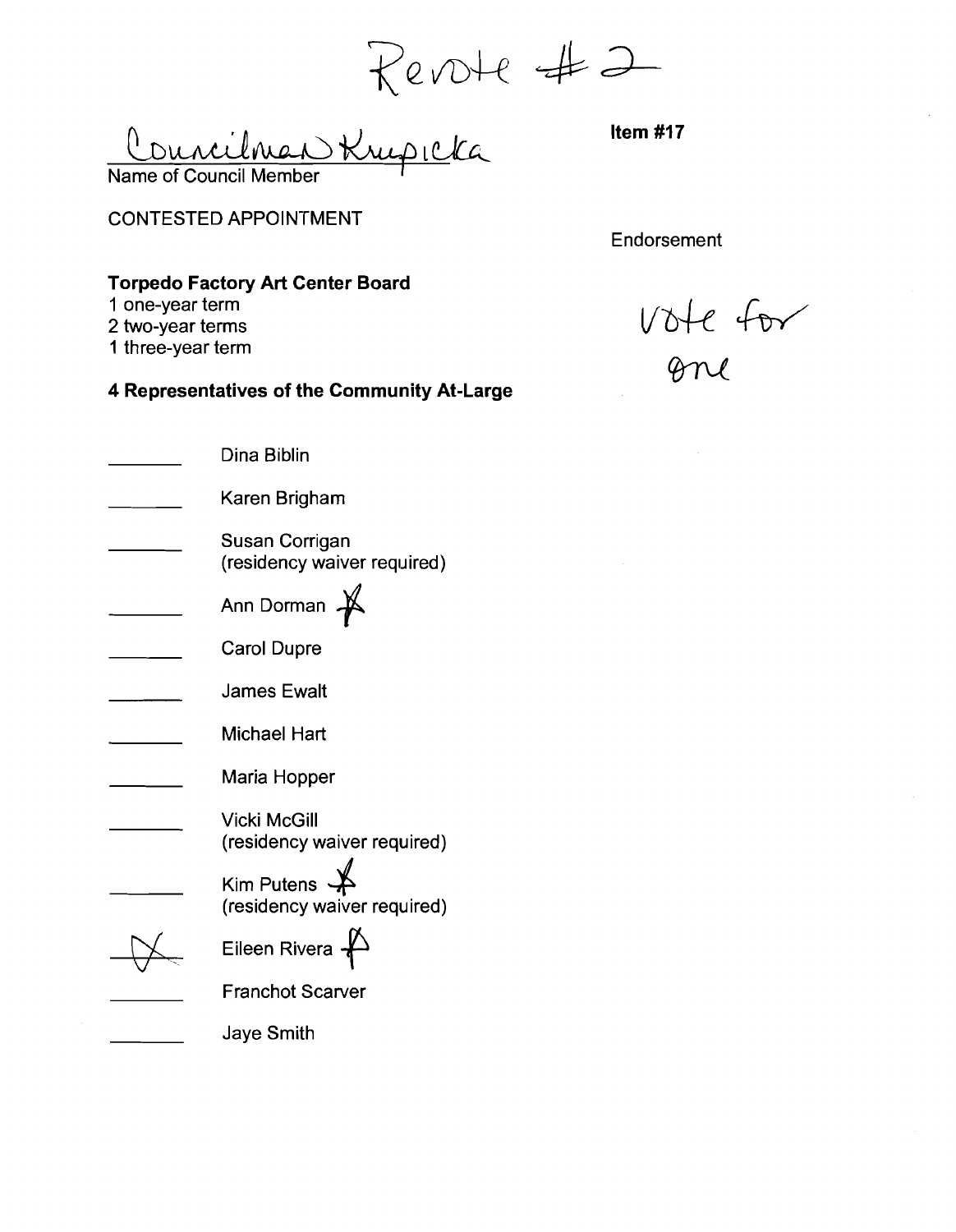Revote #2

Councilman Krupicka
Name of Council Member

**Item #17**

CONTESTED APPOINTMENT

Endorsement

vote for one

**Torpedo Factory Art Center Board**

1 one-year term
2 two-year terms
1 three-year term

**4 Representatives of the Community At-Large**

- \_\_\_\_\_ Dina Biblin
- \_\_\_\_\_ Karen Brigham
- \_\_\_\_\_ Susan Corrigan (residency waiver required)
- \_\_\_\_\_ Ann Dorman
- \_\_\_\_\_ Carol Dupre
- \_\_\_\_\_ James Ewalt
- \_\_\_\_\_ Michael Hart
- \_\_\_\_\_ Maria Hopper
- \_\_\_\_\_ Vicki McGill (residency waiver required)
- \_\_\_\_\_ Kim Putens (residency waiver required)
- X Eileen Rivera
- \_\_\_\_\_ Franchot Scarver
- \_\_\_\_\_ Jaye Smith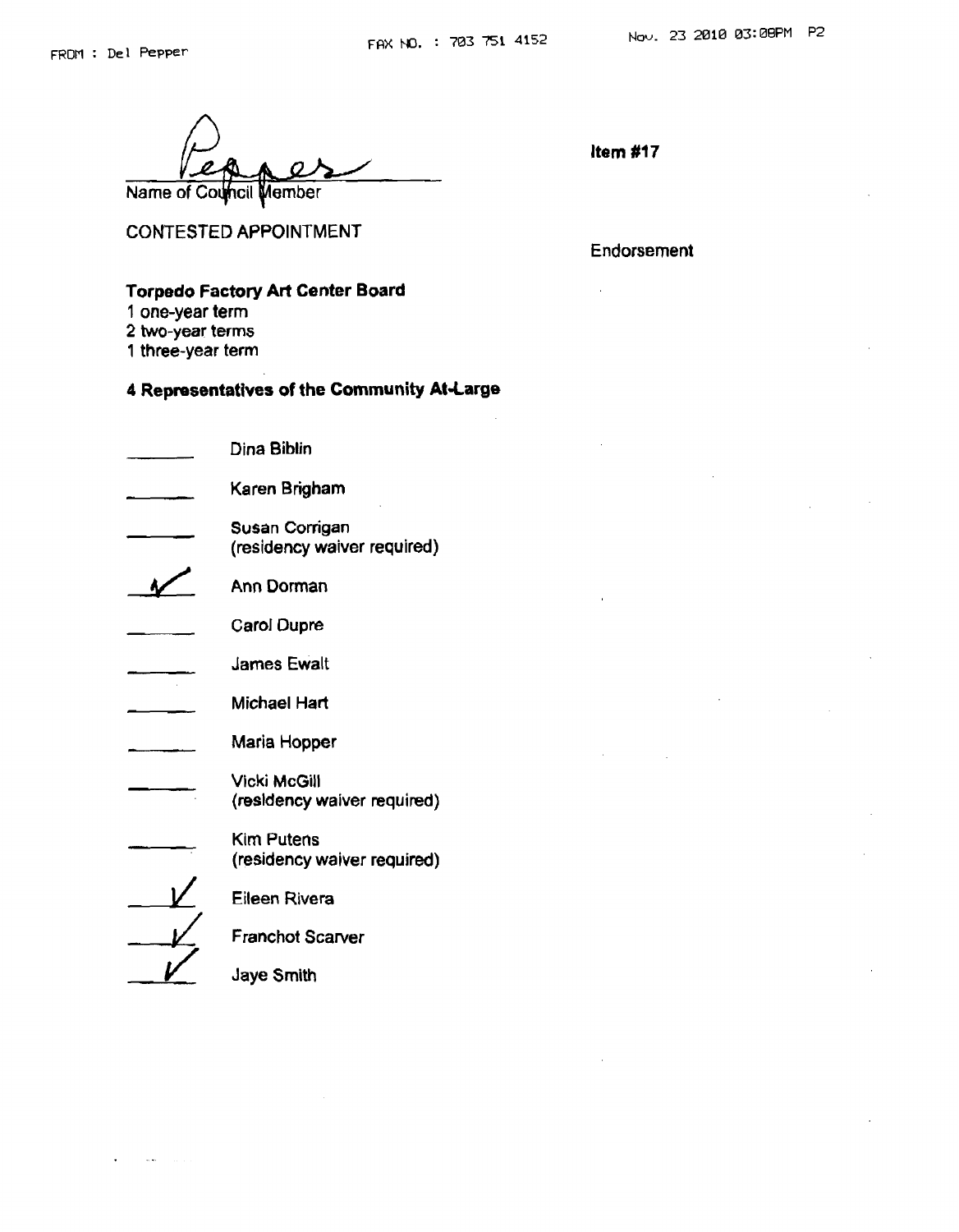Pepper

Name of Council Member

**Item #17**

CONTESTED APPOINTMENT

Endorsement

**Torpedo Factory Art Center Board**

1 one-year term
2 two-year terms
1 three-year term

**4 Representatives of the Community At-Large**

- ______ Dina Biblin
- ______ Karen Brigham
- ______ Susan Corrigan (residency waiver required)
- __✓__ Ann Dorman
- ______ Carol Dupre
- ______ James Ewalt
- ______ Michael Hart
- ______ Maria Hopper
- ______ Vicki McGill (residency waiver required)
- ______ Kim Putens (residency waiver required)
- __✓__ Eileen Rivera
- __✓__ Franchot Scarver
- __✓__ Jaye Smith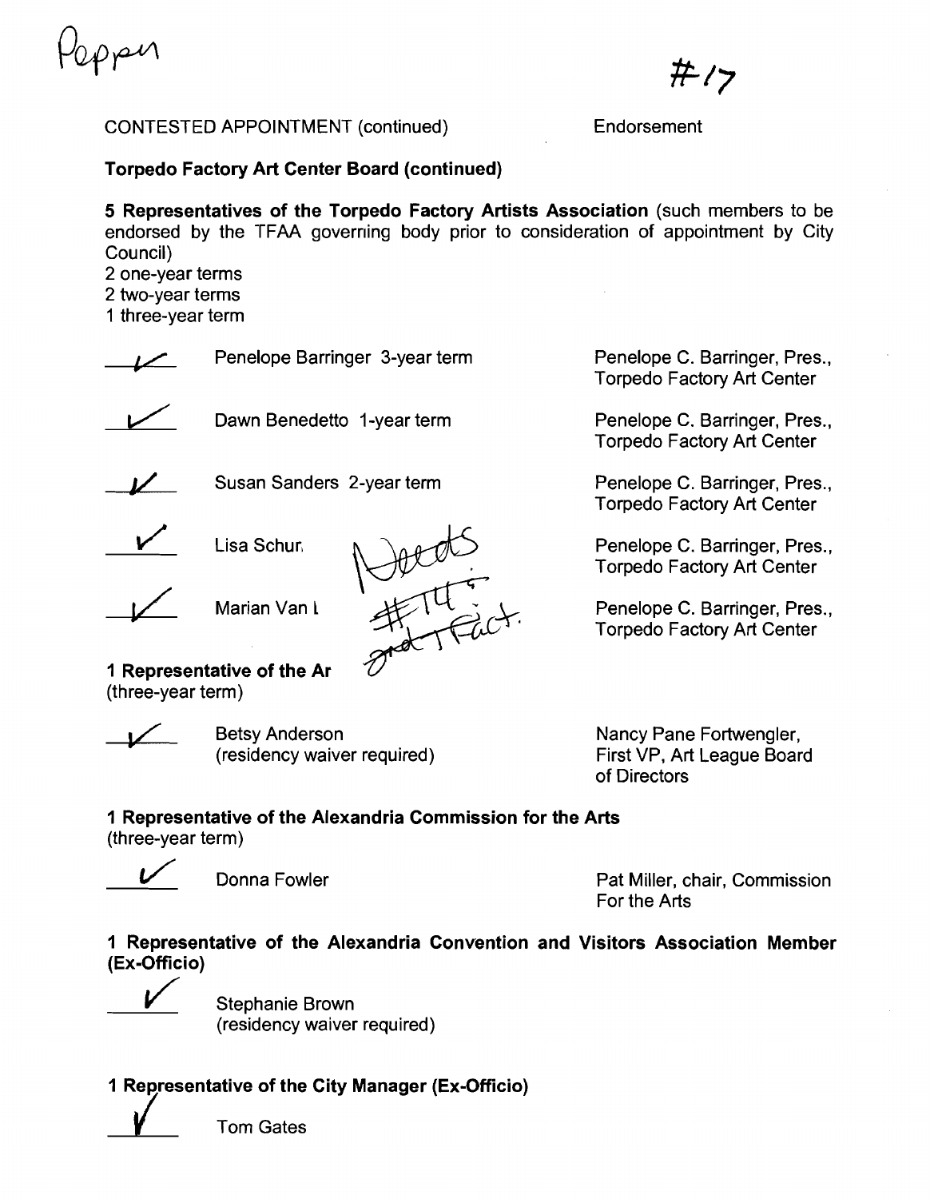Pepper

#17

CONTESTED APPOINTMENT (continued) Endorsement

**Torpedo Factory Art Center Board (continued)**

**5 Representatives of the Torpedo Factory Artists Association** (such members to be endorsed by the TFAA governing body prior to consideration of appointment by City Council)

2 one-year terms
2 two-year terms
1 three-year term

| | Appointment | Endorsement |
|---|---|---|
| ✓ | Penelope Barringer 3-year term | Penelope C. Barringer, Pres., Torpedo Factory Art Center |
| ✓ | Dawn Benedetto 1-year term | Penelope C. Barringer, Pres., Torpedo Factory Art Center |
| ✓ | Susan Sanders 2-year term | Penelope C. Barringer, Pres., Torpedo Factory Art Center |
| ✓ | Lisa Schur | Penelope C. Barringer, Pres., Torpedo Factory Art Center |
| ✓ | Marian Van L | Penelope C. Barringer, Pres., Torpedo Factory Art Center |

Needs #14 and Fact.

**1 Representative of the Ar**
(three-year term)

| | Appointment | Endorsement |
|---|---|---|
| ✓ | Betsy Anderson (residency waiver required) | Nancy Pane Fortwengler, First VP, Art League Board of Directors |

**1 Representative of the Alexandria Commission for the Arts**
(three-year term)

| | Appointment | Endorsement |
|---|---|---|
| ✓ | Donna Fowler | Pat Miller, chair, Commission For the Arts |

**1 Representative of the Alexandria Convention and Visitors Association Member (Ex-Officio)**

✓ Stephanie Brown (residency waiver required)

**1 Representative of the City Manager (Ex-Officio)**

✓ Tom Gates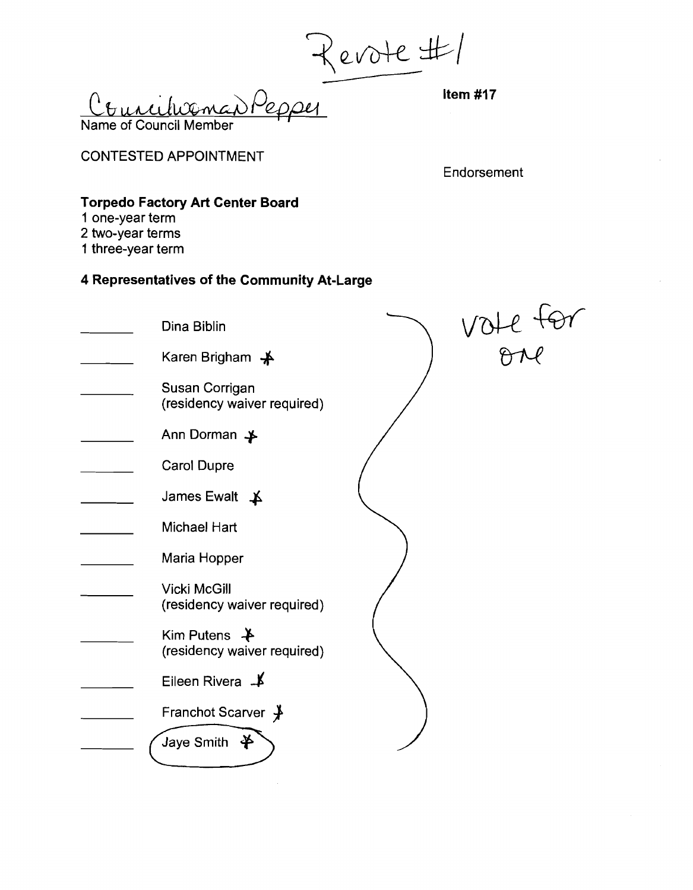Revote #1

Councilwoman Pepper

Name of Council Member

**Item #17**

CONTESTED APPOINTMENT

Endorsement

**Torpedo Factory Art Center Board**

1 one-year term
2 two-year terms
1 three-year term

**4 Representatives of the Community At-Large**

vote for one

_______ Dina Biblin

_______ Karen Brigham *

_______ Susan Corrigan (residency waiver required)

_______ Ann Dorman *

_______ Carol Dupre

_______ James Ewalt *

_______ Michael Hart

_______ Maria Hopper

_______ Vicki McGill (residency waiver required)

_______ Kim Putens * (residency waiver required)

_______ Eileen Rivera *

_______ Franchot Scarver *

_______ Jaye Smith * (circled)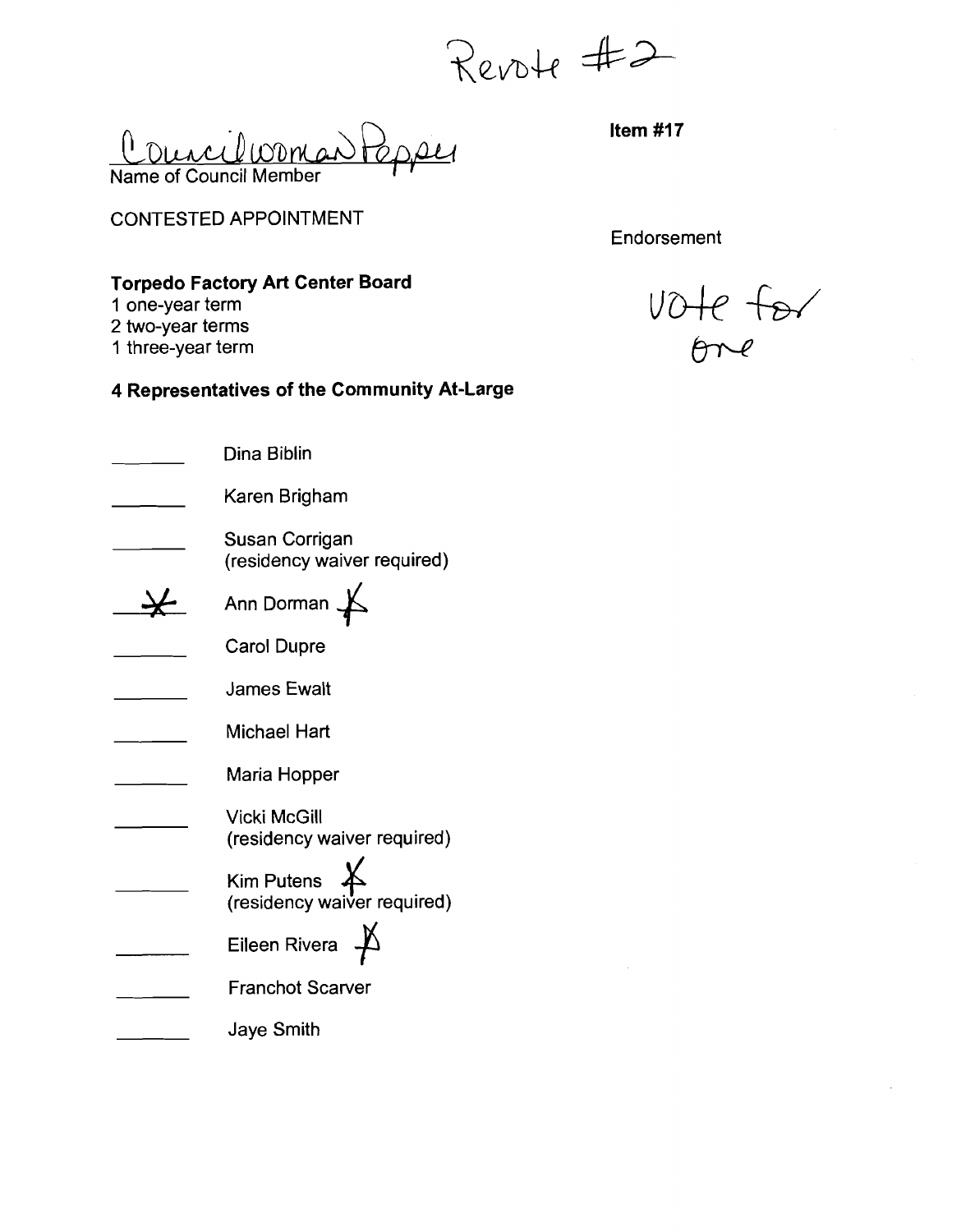Revote #2

Councilwoman Pepper
Name of Council Member

**Item #17**

CONTESTED APPOINTMENT

Endorsement

vote for one

**Torpedo Factory Art Center Board**

1 one-year term
2 two-year terms
1 three-year term

**4 Representatives of the Community At-Large**

- ______ Dina Biblin
- ______ Karen Brigham
- ______ Susan Corrigan (residency waiver required)
- __X__ Ann Dorman X
- ______ Carol Dupre
- ______ James Ewalt
- ______ Michael Hart
- ______ Maria Hopper
- ______ Vicki McGill (residency waiver required)
- ______ Kim Putens X (residency waiver required)
- ______ Eileen Rivera X
- ______ Franchot Scarver
- ______ Jaye Smith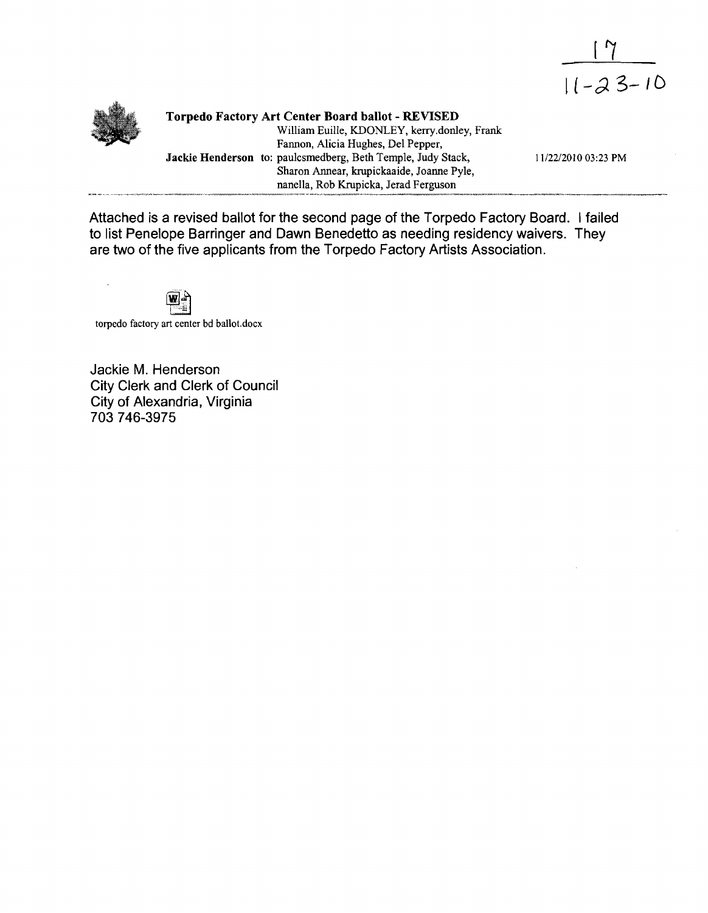17
11-23-10

**Torpedo Factory Art Center Board ballot - REVISED**

**Jackie Henderson** to: William Euille, KDONLEY, kerry.donley, Frank Fannon, Alicia Hughes, Del Pepper, paulcsmedberg, Beth Temple, Judy Stack, Sharon Annear, krupickaaide, Joanne Pyle, nanella, Rob Krupicka, Jerad Ferguson

11/22/2010 03:23 PM

Attached is a revised ballot for the second page of the Torpedo Factory Board. I failed to list Penelope Barringer and Dawn Benedetto as needing residency waivers. They are two of the five applicants from the Torpedo Factory Artists Association.

torpedo factory art center bd ballot.docx

Jackie M. Henderson
City Clerk and Clerk of Council
City of Alexandria, Virginia
703 746-3975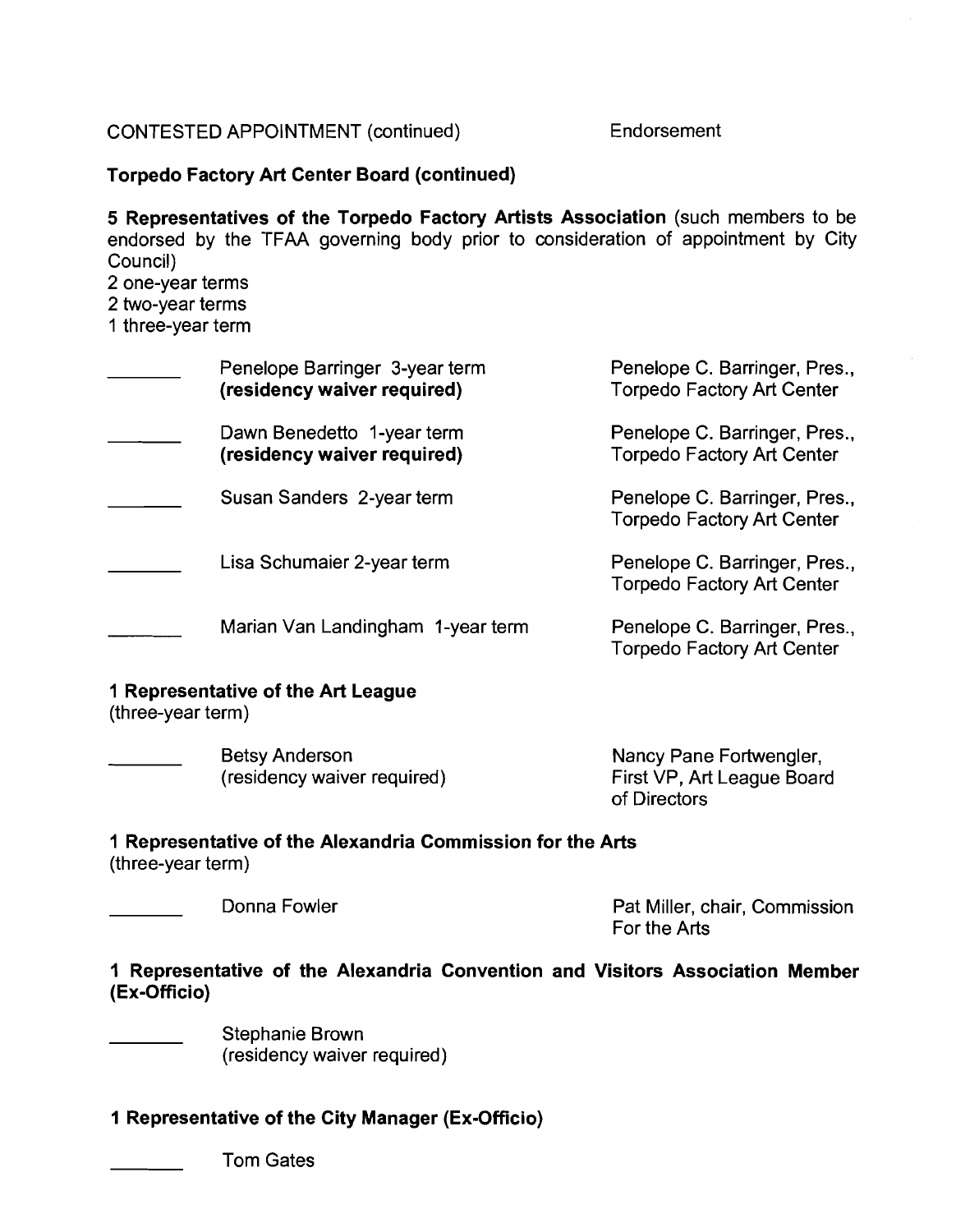CONTESTED APPOINTMENT (continued) Endorsement

**Torpedo Factory Art Center Board (continued)**

**5 Representatives of the Torpedo Factory Artists Association** (such members to be endorsed by the TFAA governing body prior to consideration of appointment by City Council)
2 one-year terms
2 two-year terms
1 three-year term

| | Candidate | Endorsement |
|---|---|---|
| _______ | Penelope Barringer 3-year term **(residency waiver required)** | Penelope C. Barringer, Pres., Torpedo Factory Art Center |
| _______ | Dawn Benedetto 1-year term **(residency waiver required)** | Penelope C. Barringer, Pres., Torpedo Factory Art Center |
| _______ | Susan Sanders 2-year term | Penelope C. Barringer, Pres., Torpedo Factory Art Center |
| _______ | Lisa Schumaier 2-year term | Penelope C. Barringer, Pres., Torpedo Factory Art Center |
| _______ | Marian Van Landingham 1-year term | Penelope C. Barringer, Pres., Torpedo Factory Art Center |

**1 Representative of the Art League**
(three-year term)

| | Candidate | Endorsement |
|---|---|---|
| _______ | Betsy Anderson (residency waiver required) | Nancy Pane Fortwengler, First VP, Art League Board of Directors |

**1 Representative of the Alexandria Commission for the Arts**
(three-year term)

| | Candidate | Endorsement |
|---|---|---|
| _______ | Donna Fowler | Pat Miller, chair, Commission For the Arts |

**1 Representative of the Alexandria Convention and Visitors Association Member (Ex-Officio)**

_______ Stephanie Brown
(residency waiver required)

**1 Representative of the City Manager (Ex-Officio)**

_______ Tom Gates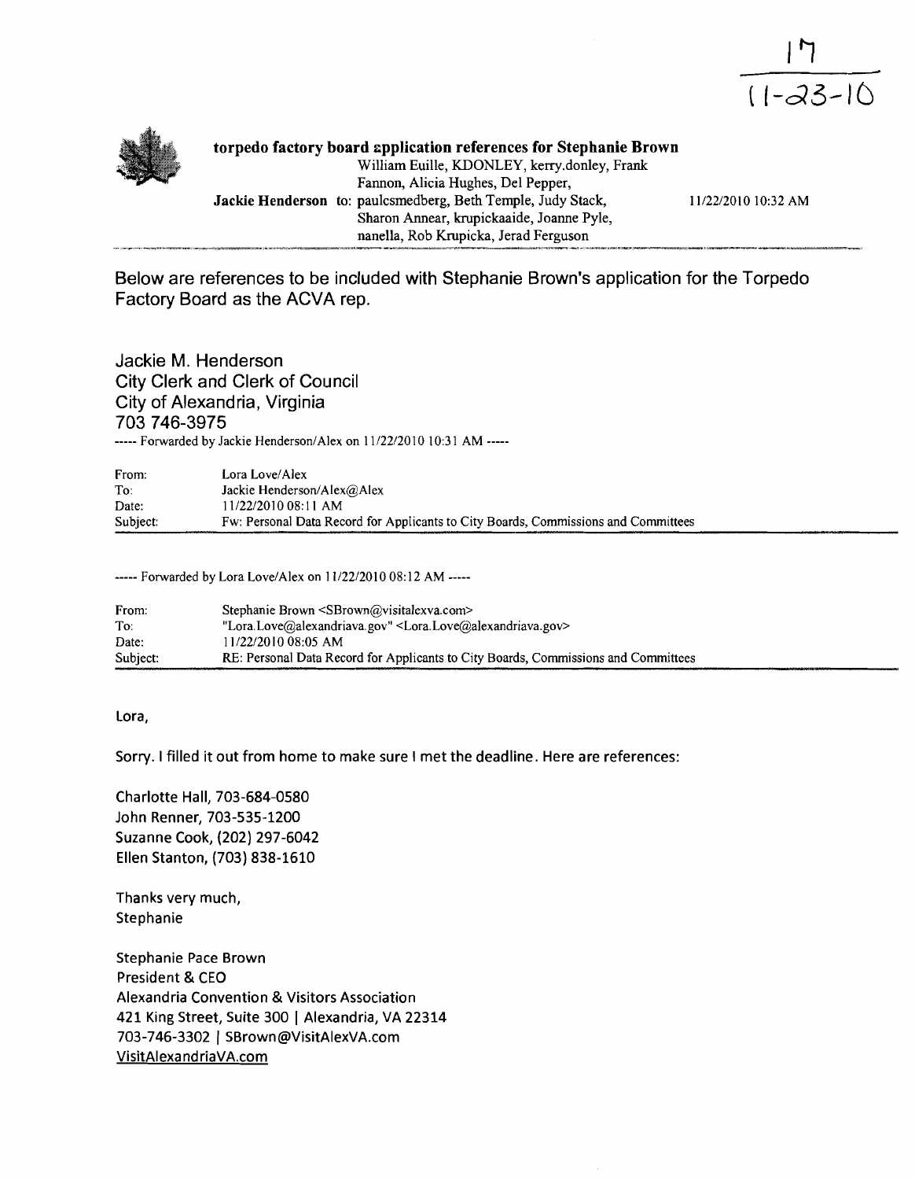17
11-23-10

**torpedo factory board application references for Stephanie Brown**

**Jackie Henderson** to: William Euille, KDONLEY, kerry.donley, Frank Fannon, Alicia Hughes, Del Pepper, paulcsmedberg, Beth Temple, Judy Stack, Sharon Annear, krupickaaide, Joanne Pyle, nanella, Rob Krupicka, Jerad Ferguson — 11/22/2010 10:32 AM

Below are references to be included with Stephanie Brown's application for the Torpedo Factory Board as the ACVA rep.

Jackie M. Henderson
City Clerk and Clerk of Council
City of Alexandria, Virginia
703 746-3975

----- Forwarded by Jackie Henderson/Alex on 11/22/2010 10:31 AM -----

| | |
|---|---|
| From: | Lora Love/Alex |
| To: | Jackie Henderson/Alex@Alex |
| Date: | 11/22/2010 08:11 AM |
| Subject: | Fw: Personal Data Record for Applicants to City Boards, Commissions and Committees |

----- Forwarded by Lora Love/Alex on 11/22/2010 08:12 AM -----

| | |
|---|---|
| From: | Stephanie Brown <SBrown@visitalexva.com> |
| To: | "Lora.Love@alexandriava.gov" <Lora.Love@alexandriava.gov> |
| Date: | 11/22/2010 08:05 AM |
| Subject: | RE: Personal Data Record for Applicants to City Boards, Commissions and Committees |

Lora,

Sorry. I filled it out from home to make sure I met the deadline. Here are references:

Charlotte Hall, 703-684-0580
John Renner, 703-535-1200
Suzanne Cook, (202) 297-6042
Ellen Stanton, (703) 838-1610

Thanks very much,
Stephanie

Stephanie Pace Brown
President & CEO
Alexandria Convention & Visitors Association
421 King Street, Suite 300 | Alexandria, VA 22314
703-746-3302 | SBrown@VisitAlexVA.com
VisitAlexandriaVA.com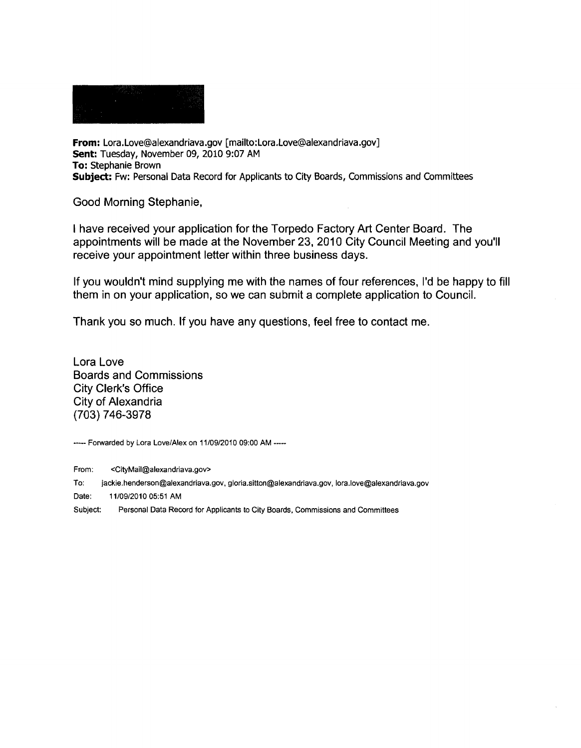**From:** Lora.Love@alexandriava.gov [mailto:Lora.Love@alexandriava.gov]
**Sent:** Tuesday, November 09, 2010 9:07 AM
**To:** Stephanie Brown
**Subject:** Fw: Personal Data Record for Applicants to City Boards, Commissions and Committees

Good Morning Stephanie,

I have received your application for the Torpedo Factory Art Center Board. The appointments will be made at the November 23, 2010 City Council Meeting and you'll receive your appointment letter within three business days.

If you wouldn't mind supplying me with the names of four references, I'd be happy to fill them in on your application, so we can submit a complete application to Council.

Thank you so much. If you have any questions, feel free to contact me.

Lora Love
Boards and Commissions
City Clerk's Office
City of Alexandria
(703) 746-3978

----- Forwarded by Lora Love/Alex on 11/09/2010 09:00 AM -----

From: <CityMail@alexandriava.gov>
To: jackie.henderson@alexandriava.gov, gloria.sitton@alexandriava.gov, lora.love@alexandriava.gov
Date: 11/09/2010 05:51 AM
Subject: Personal Data Record for Applicants to City Boards, Commissions and Committees